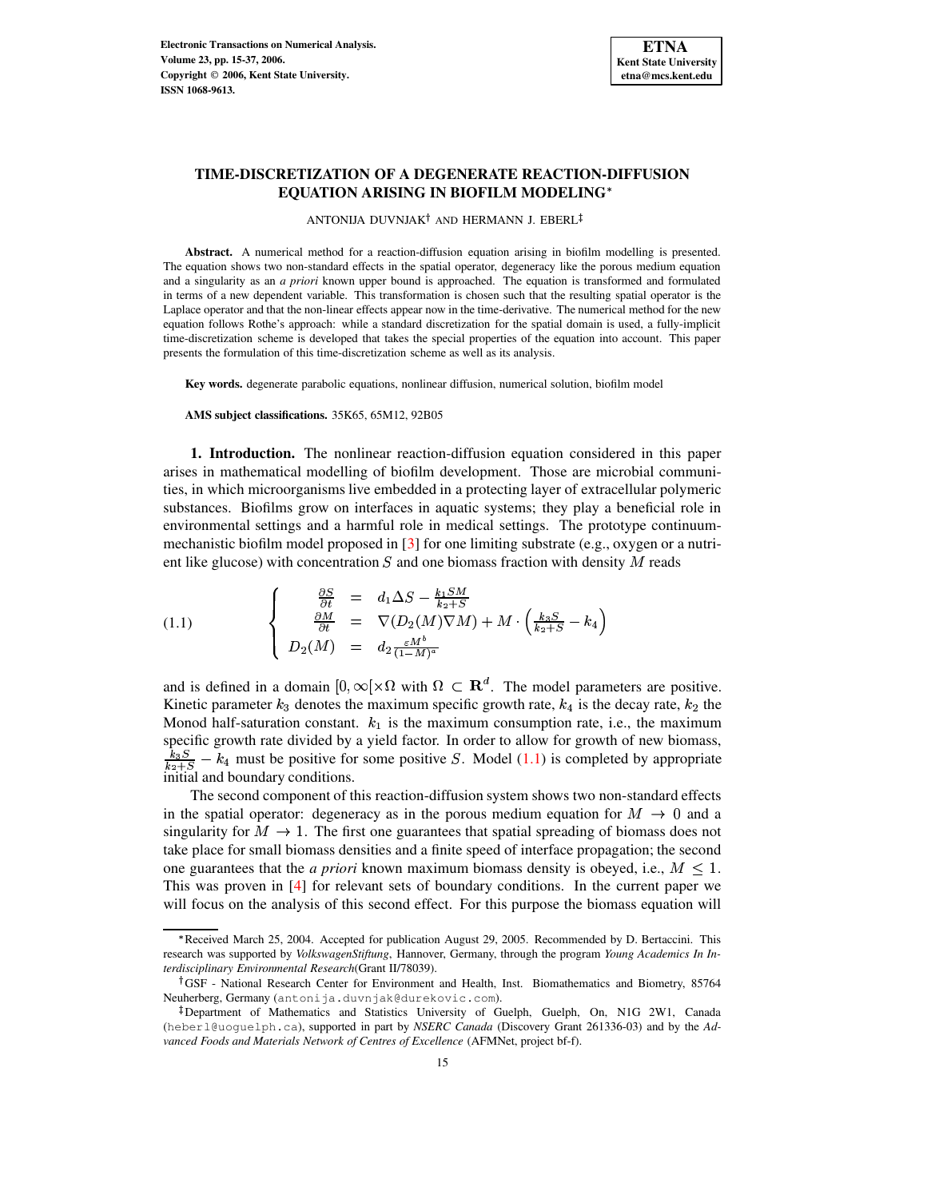# TIME-DISCRETIZATION OF A DEGENERATE REACTION-DIFFUSION EQUATION ARISING IN BIOFILM MODELING*

ANTONIJA DUVNJAK† AND HERMANN J. EBERL‡

**Abstract.** A numerical method for a reaction-diffusion equation arising in biofilm modelling is presented. The equation shows two non-standard effects in the spatial operator, degeneracy like the porous medium equation and a singularity as an *a priori* known upper bound is approached. The equation is transformed and formulated in terms of a new dependent variable. This transformation is chosen such that the resulting spatial operator is the Laplace operator and that the non-linear effects appear now in the time-derivative. The numerical method for the new equation follows Rothe's approach: while a standard discretization for the spatial domain is used, a fully-implicit time-discretization scheme is developed that takes the special properties of the equation into account. This paper presents the formulation of this time-discretization scheme as well as its analysis.

**Key words.** degenerate parabolic equations, nonlinear diffusion, numerical solution, biofilm model

**AMS subject classifications.** 35K65, 65M12, 92B05

**1. Introduction.** The nonlinear reaction-diffusion equation considered in this paper arises in mathematical modelling of biofilm development. Those are microbial communities, in which microorganisms live embedded in a protecting layer of extracellular polymeric substances. Biofilms grow on interfaces in aquatic systems; they play a beneficial role in environmental settings and a harmful role in medical settings. The prototype continuum-mechanistic biofilm model proposed in [3] for one limiting substrate (e.g., oxygen or a nutrient like glucose) with concentration $S$ and one biomass fraction with density $M$ reads

$$
\left\{
\begin{array}{rcl}
\frac{\partial S}{\partial t} & = & d_1 \Delta S - \frac{k_1 S M}{k_2 + S} \\
\frac{\partial M}{\partial t} & = & \nabla (D_2(M) \nabla M) + M \cdot \left( \frac{k_3 S}{k_2 + S} - k_4 \right) \\
D_2(M) & = & d_2 \frac{\varepsilon M^b}{(1-M)^a}
\end{array}
\right.
\tag{1.1}
$$

and is defined in a domain $[0, \infty[ \times \Omega$ with $\Omega \subset \mathbf{R}^d$. The model parameters are positive. Kinetic parameter $k_3$ denotes the maximum specific growth rate, $k_4$ is the decay rate, $k_2$ the Monod half-saturation constant. $k_1$ is the maximum consumption rate, i.e., the maximum specific growth rate divided by a yield factor. In order to allow for growth of new biomass, $\frac{k_3 S}{k_2 + S} - k_4$ must be positive for some positive $S$. Model (1.1) is completed by appropriate initial and boundary conditions.

The second component of this reaction-diffusion system shows two non-standard effects in the spatial operator: degeneracy as in the porous medium equation for $M \to 0$ and a singularity for $M \to 1$. The first one guarantees that spatial spreading of biomass does not take place for small biomass densities and a finite speed of interface propagation; the second one guarantees that the *a priori* known maximum biomass density is obeyed, i.e., $M \leq 1$. This was proven in [4] for relevant sets of boundary conditions. In the current paper we will focus on the analysis of this second effect. For this purpose the biomass equation will

---

*Received March 25, 2004. Accepted for publication August 29, 2005. Recommended by D. Bertaccini. This research was supported by *VolkswagenStiftung*, Hannover, Germany, through the program *Young Academics In Interdisciplinary Environmental Research*(Grant II/78039).

†GSF - National Research Center for Environment and Health, Inst. Biomathematics and Biometry, 85764 Neuherberg, Germany (antonija.duvnjak@durekovic.com).

‡Department of Mathematics and Statistics University of Guelph, Guelph, On, N1G 2W1, Canada (heberl@uoguelph.ca), supported in part by *NSERC Canada* (Discovery Grant 261336-03) and by the *Advanced Foods and Materials Network of Centres of Excellence* (AFMNet, project bf-f).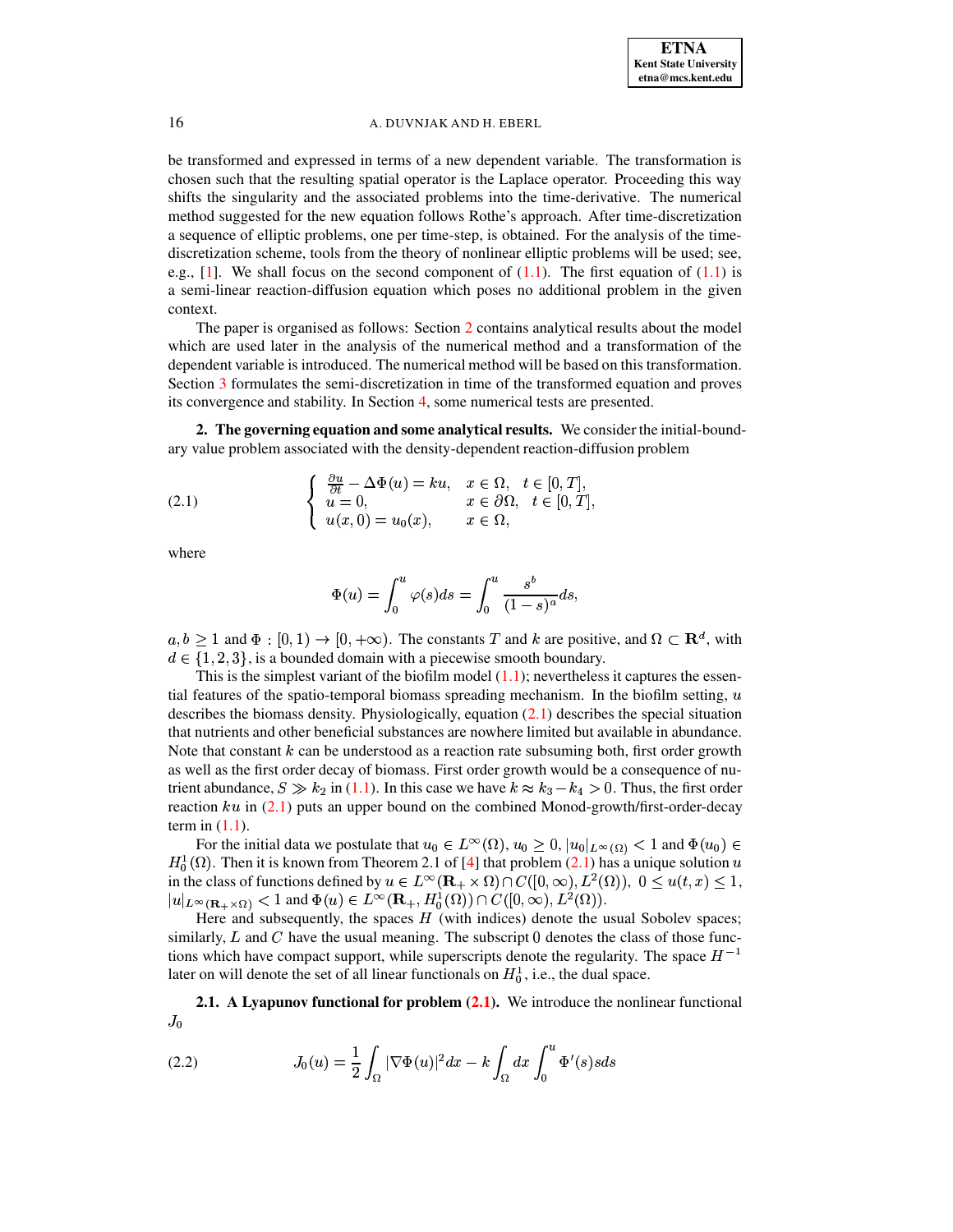be transformed and expressed in terms of a new dependent variable. The transformation is chosen such that the resulting spatial operator is the Laplace operator. Proceeding this way shifts the singularity and the associated problems into the time-derivative. The numerical method suggested for the new equation follows Rothe's approach. After time-discretization a sequence of elliptic problems, one per time-step, is obtained. For the analysis of the time-discretization scheme, tools from the theory of nonlinear elliptic problems will be used; see, e.g., [1]. We shall focus on the second component of (1.1). The first equation of (1.1) is a semi-linear reaction-diffusion equation which poses no additional problem in the given context.

The paper is organised as follows: Section 2 contains analytical results about the model which are used later in the analysis of the numerical method and a transformation of the dependent variable is introduced. The numerical method will be based on this transformation. Section 3 formulates the semi-discretization in time of the transformed equation and proves its convergence and stability. In Section 4, some numerical tests are presented.

## 2. The governing equation and some analytical results.

We consider the initial-boundary value problem associated with the density-dependent reaction-diffusion problem

$$
\begin{cases} \frac{\partial u}{\partial t} - \Delta\Phi(u) = ku, & x \in \Omega, \quad t \in [0,T], \\ u = 0, & x \in \partial\Omega, \quad t \in [0,T], \\ u(x,0) = u_0(x), & x \in \Omega, \end{cases} \tag{2.1}
$$

where

$$
\Phi(u) = \int_0^u \varphi(s)ds = \int_0^u \frac{s^b}{(1-s)^a} ds,
$$

$a, b \geq 1$ and $\Phi : [0,1) \to [0,+\infty)$. The constants $T$ and $k$ are positive, and $\Omega \subset \mathbf{R}^d$, with $d \in \{1,2,3\}$, is a bounded domain with a piecewise smooth boundary.

This is the simplest variant of the biofilm model (1.1); nevertheless it captures the essential features of the spatio-temporal biomass spreading mechanism. In the biofilm setting, $u$ describes the biomass density. Physiologically, equation (2.1) describes the special situation that nutrients and other beneficial substances are nowhere limited but available in abundance. Note that constant $k$ can be understood as a reaction rate subsuming both, first order growth as well as the first order decay of biomass. First order growth would be a consequence of nutrient abundance, $S \gg k_2$ in (1.1). In this case we have $k \approx k_3 - k_4 > 0$. Thus, the first order reaction $ku$ in (2.1) puts an upper bound on the combined Monod-growth/first-order-decay term in (1.1).

For the initial data we postulate that $u_0 \in L^\infty(\Omega)$, $u_0 \geq 0$, $|u_0|_{L^\infty(\Omega)} < 1$ and $\Phi(u_0) \in H_0^1(\Omega)$. Then it is known from Theorem 2.1 of [4] that problem (2.1) has a unique solution $u$ in the class of functions defined by $u \in L^\infty(\mathbf{R}_+ \times \Omega) \cap C([0,\infty), L^2(\Omega))$, $0 \leq u(t,x) \leq 1$, $|u|_{L^\infty(\mathbf{R}_+\times\Omega)} < 1$ and $\Phi(u) \in L^\infty(\mathbf{R}_+, H_0^1(\Omega)) \cap C([0,\infty), L^2(\Omega))$.

Here and subsequently, the spaces $H$ (with indices) denote the usual Sobolev spaces; similarly, $L$ and $C$ have the usual meaning. The subscript 0 denotes the class of those functions which have compact support, while superscripts denote the regularity. The space $H^{-1}$ later on will denote the set of all linear functionals on $H_0^1$, i.e., the dual space.

### 2.1. A Lyapunov functional for problem (2.1).

We introduce the nonlinear functional $J_0$

$$
J_0(u) = \frac{1}{2}\int_\Omega |\nabla\Phi(u)|^2 dx - k\int_\Omega dx \int_0^u \Phi'(s)sds \tag{2.2}
$$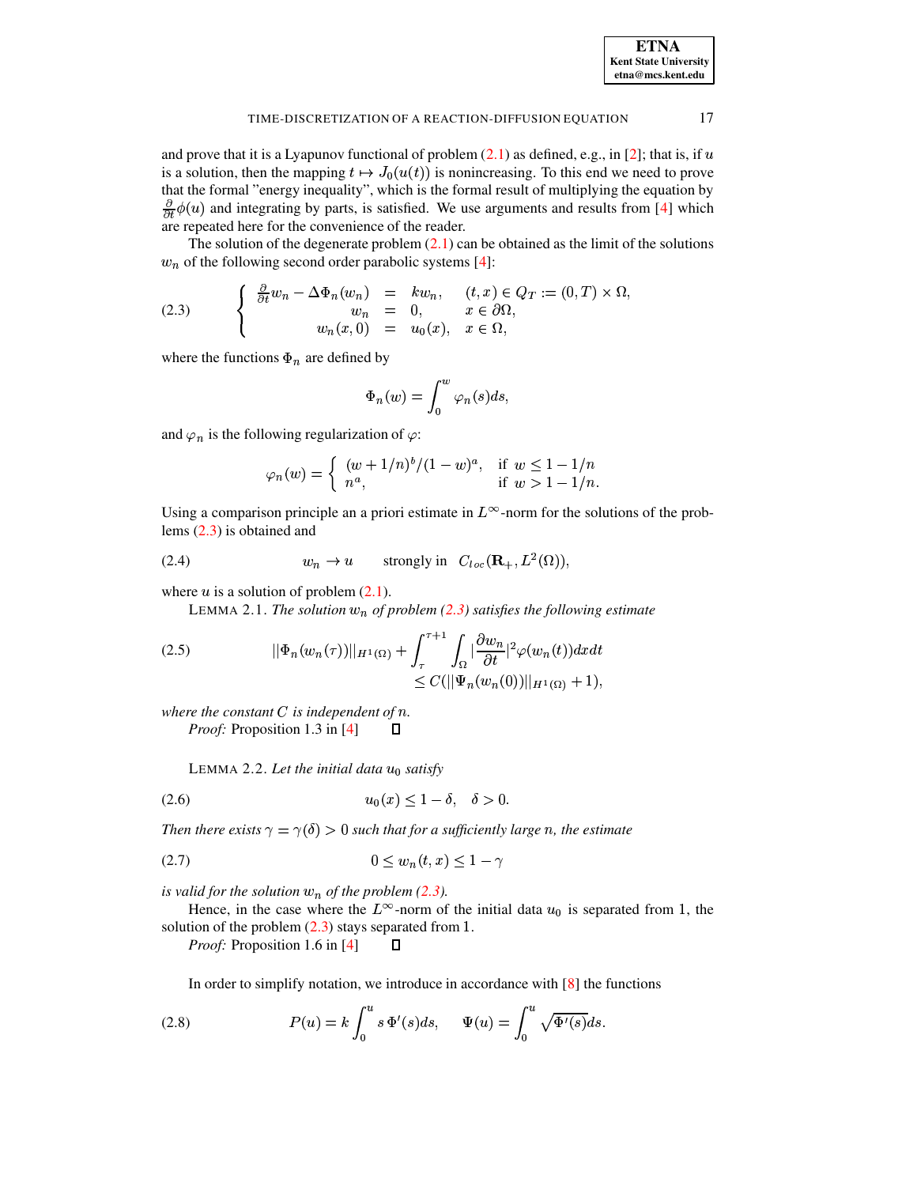and prove that it is a Lyapunov functional of problem (2.1) as defined, e.g., in [2]; that is, if $u$ is a solution, then the mapping $t \mapsto J_0(u(t))$ is nonincreasing. To this end we need to prove that the formal "energy inequality", which is the formal result of multiplying the equation by $\frac{\partial}{\partial t}\phi(u)$ and integrating by parts, is satisfied. We use arguments and results from [4] which are repeated here for the convenience of the reader.

The solution of the degenerate problem (2.1) can be obtained as the limit of the solutions $w_n$ of the following second order parabolic systems [4]:

$$
\left\{ \begin{array}{rcll} \frac{\partial}{\partial t} w_n - \Delta \Phi_n(w_n) & = & k w_n, & (t,x) \in Q_T := (0,T) \times \Omega, \\ w_n & = & 0, & x \in \partial\Omega, \\ w_n(x,0) & = & u_0(x), & x \in \Omega, \end{array} \right. \tag{2.3}
$$

where the functions $\Phi_n$ are defined by

$$
\Phi_n(w) = \int_0^w \varphi_n(s) ds,
$$

and $\varphi_n$ is the following regularization of $\varphi$:

$$
\varphi_n(w) = \left\{ \begin{array}{ll} (w + 1/n)^b/(1-w)^a, & \text{if } \ w \leq 1 - 1/n \\ n^a, & \text{if } \ w > 1 - 1/n. \end{array} \right.
$$

Using a comparison principle an a priori estimate in $L^\infty$-norm for the solutions of the problems (2.3) is obtained and

$$
w_n \to u \qquad \text{strongly in} \quad C_{loc}(\mathbf{R}_+, L^2(\Omega)), \tag{2.4}
$$

where $u$ is a solution of problem (2.1).

LEMMA 2.1. *The solution $w_n$ of problem (2.3) satisfies the following estimate*

$$
\begin{aligned} ||\Phi_n(w_n(\tau))||_{H^1(\Omega)} + \int_\tau^{\tau+1} \int_\Omega |\frac{\partial w_n}{\partial t}|^2 \varphi(w_n(t)) dx dt \\ \leq C(||\Psi_n(w_n(0))||_{H^1(\Omega)} + 1), \end{aligned} \tag{2.5}
$$

*where the constant $C$ is independent of $n$.*

*Proof:* Proposition 1.3 in [4] ☐

LEMMA 2.2. *Let the initial data $u_0$ satisfy*

$$
u_0(x) \leq 1 - \delta, \quad \delta > 0. \tag{2.6}
$$

*Then there exists $\gamma = \gamma(\delta) > 0$ such that for a sufficiently large $n$, the estimate*

$$
0 \leq w_n(t,x) \leq 1 - \gamma \tag{2.7}
$$

*is valid for the solution $w_n$ of the problem (2.3).*

Hence, in the case where the $L^\infty$-norm of the initial data $u_0$ is separated from 1, the solution of the problem (2.3) stays separated from 1.

*Proof:* Proposition 1.6 in [4] ☐

In order to simplify notation, we introduce in accordance with [8] the functions

$$
P(u) = k \int_0^u s\, \Phi'(s) ds, \qquad \Psi(u) = \int_0^u \sqrt{\Phi'(s)} ds. \tag{2.8}
$$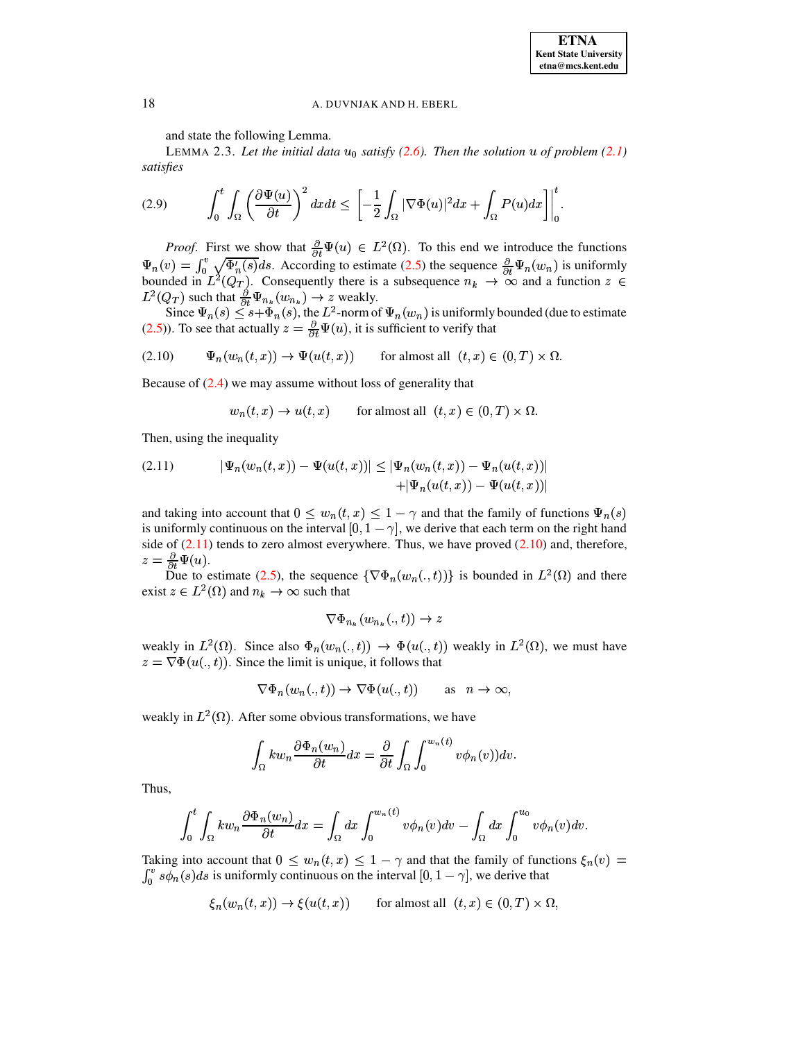and state the following Lemma.

LEMMA 2.3. *Let the initial data $u_0$ satisfy (2.6). Then the solution $u$ of problem (2.1) satisfies*

$$\int_0^t \int_\Omega \left(\frac{\partial \Psi(u)}{\partial t}\right)^2 dxdt \leq \left[-\frac{1}{2}\int_\Omega |\nabla\Phi(u)|^2 dx + \int_\Omega P(u)dx\right]\Bigg|_0^t. \tag{2.9}$$

*Proof*. First we show that $\frac{\partial}{\partial t}\Psi(u) \in L^2(\Omega)$. To this end we introduce the functions $\Psi_n(v) = \int_0^v \sqrt{\Phi_n'(s)}ds$. According to estimate (2.5) the sequence $\frac{\partial}{\partial t}\Psi_n(w_n)$ is uniformly bounded in $L^2(Q_T)$. Consequently there is a subsequence $n_k \to \infty$ and a function $z \in L^2(Q_T)$ such that $\frac{\partial}{\partial t}\Psi_{n_k}(w_{n_k}) \to z$ weakly.

Since $\Psi_n(s) \leq s + \Phi_n(s)$, the $L^2$-norm of $\Psi_n(w_n)$ is uniformly bounded (due to estimate (2.5)). To see that actually $z = \frac{\partial}{\partial t}\Psi(u)$, it is sufficient to verify that

$$\Psi_n(w_n(t,x)) \to \Psi(u(t,x)) \qquad \text{for almost all } \ (t,x) \in (0,T)\times\Omega. \tag{2.10}$$

Because of (2.4) we may assume without loss of generality that

$$w_n(t,x) \to u(t,x) \qquad \text{for almost all } \ (t,x) \in (0,T)\times\Omega.$$

Then, using the inequality

$$\begin{aligned} |\Psi_n(w_n(t,x)) - \Psi(u(t,x))| \leq\, & |\Psi_n(w_n(t,x)) - \Psi_n(u(t,x))| \\ & + |\Psi_n(u(t,x)) - \Psi(u(t,x))| \end{aligned} \tag{2.11}$$

and taking into account that $0 \leq w_n(t,x) \leq 1-\gamma$ and that the family of functions $\Psi_n(s)$ is uniformly continuous on the interval $[0, 1-\gamma]$, we derive that each term on the right hand side of (2.11) tends to zero almost everywhere. Thus, we have proved (2.10) and, therefore, $z = \frac{\partial}{\partial t}\Psi(u)$.

Due to estimate (2.5), the sequence $\{\nabla\Phi_n(w_n(.,t))\}$ is bounded in $L^2(\Omega)$ and there exist $z \in L^2(\Omega)$ and $n_k \to \infty$ such that

$$\nabla\Phi_{n_k}(w_{n_k}(.,t)) \to z$$

weakly in $L^2(\Omega)$. Since also $\Phi_n(w_n(.,t)) \to \Phi(u(.,t))$ weakly in $L^2(\Omega)$, we must have $z = \nabla\Phi(u(.,t))$. Since the limit is unique, it follows that

$$\nabla\Phi_n(w_n(.,t)) \to \nabla\Phi(u(.,t)) \qquad \text{as} \quad n \to \infty,$$

weakly in $L^2(\Omega)$. After some obvious transformations, we have

$$\int_\Omega k w_n \frac{\partial \Phi_n(w_n)}{\partial t} dx = \frac{\partial}{\partial t}\int_\Omega \int_0^{w_n(t)} v\phi_n(v))dv.$$

Thus,

$$\int_0^t \int_\Omega k w_n \frac{\partial \Phi_n(w_n)}{\partial t} dx = \int_\Omega dx \int_0^{w_n(t)} v\phi_n(v)dv - \int_\Omega dx \int_0^{u_0} v\phi_n(v)dv.$$

Taking into account that $0 \leq w_n(t,x) \leq 1-\gamma$ and that the family of functions $\xi_n(v) = \int_0^v s\phi_n(s)ds$ is uniformly continuous on the interval $[0, 1-\gamma]$, we derive that

$$\xi_n(w_n(t,x)) \to \xi(u(t,x)) \qquad \text{for almost all } \ (t,x) \in (0,T)\times\Omega,$$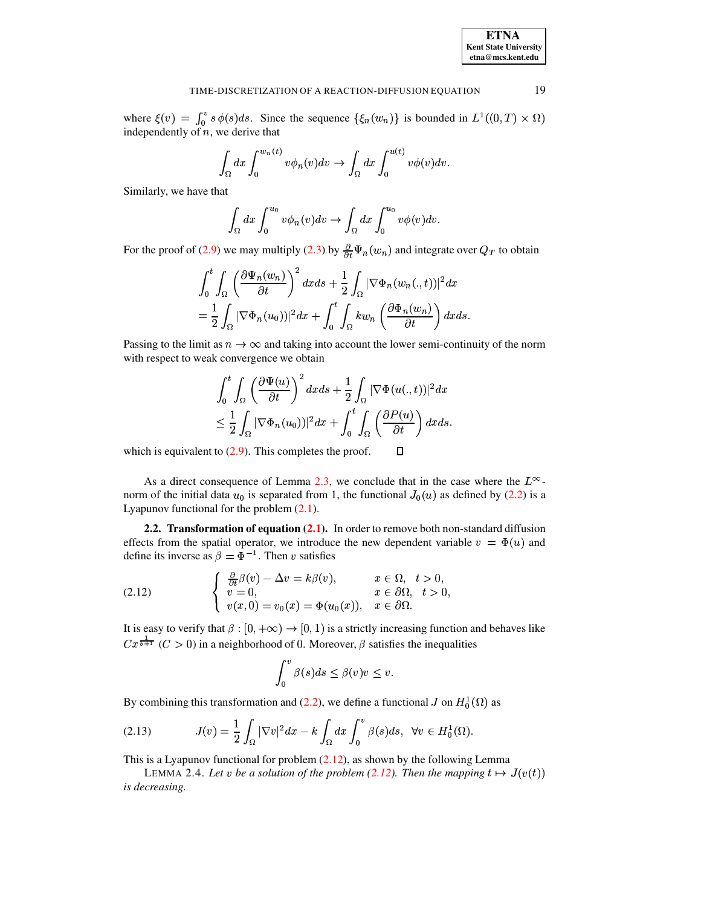where $\xi(v) = \int_0^v s\,\phi(s)ds$. Since the sequence $\{\xi_n(w_n)\}$ is bounded in $L^1((0,T)\times\Omega)$ independently of $n$, we derive that

$$\int_\Omega dx \int_0^{w_n(t)} v\phi_n(v)dv \to \int_\Omega dx \int_0^{u(t)} v\phi(v)dv.$$

Similarly, we have that

$$\int_\Omega dx \int_0^{u_0} v\phi_n(v)dv \to \int_\Omega dx \int_0^{u_0} v\phi(v)dv.$$

For the proof of (2.9) we may multiply (2.3) by $\frac{\partial}{\partial t}\Psi_n(w_n)$ and integrate over $Q_T$ to obtain

$$\int_0^t \int_\Omega \left(\frac{\partial \Psi_n(w_n)}{\partial t}\right)^2 dxds + \frac{1}{2}\int_\Omega |\nabla\Phi_n(w_n(.,t))|^2 dx$$
$$= \frac{1}{2}\int_\Omega |\nabla\Phi_n(u_0))|^2 dx + \int_0^t\int_\Omega kw_n\left(\frac{\partial \Phi_n(w_n)}{\partial t}\right)dxds.$$

Passing to the limit as $n\to\infty$ and taking into account the lower semi-continuity of the norm with respect to weak convergence we obtain

$$\int_0^t \int_\Omega \left(\frac{\partial \Psi(u)}{\partial t}\right)^2 dxds + \frac{1}{2}\int_\Omega |\nabla\Phi(u(.,t))|^2 dx$$
$$\leq \frac{1}{2}\int_\Omega |\nabla\Phi_n(u_0))|^2 dx + \int_0^t\int_\Omega \left(\frac{\partial P(u)}{\partial t}\right)dxds.$$

which is equivalent to (2.9). This completes the proof. ∎

As a direct consequence of Lemma 2.3, we conclude that in the case where the $L^\infty$-norm of the initial data $u_0$ is separated from 1, the functional $J_0(u)$ as defined by (2.2) is a Lyapunov functional for the problem (2.1).

**2.2. Transformation of equation (2.1).** In order to remove both non-standard diffusion effects from the spatial operator, we introduce the new dependent variable $v = \Phi(u)$ and define its inverse as $\beta = \Phi^{-1}$. Then $v$ satisfies

$$\tag{2.12} \left\{\begin{array}{ll} \frac{\partial}{\partial t}\beta(v) - \Delta v = k\beta(v), & x\in\Omega,\quad t>0,\\ v=0, & x\in\partial\Omega,\quad t>0,\\ v(x,0)=v_0(x)=\Phi(u_0(x)), & x\in\partial\Omega. \end{array}\right.$$

It is easy to verify that $\beta:[0,+\infty)\to[0,1)$ is a strictly increasing function and behaves like $Cx^{\frac{1}{\delta+1}}$ $(C>0)$ in a neighborhood of 0. Moreover, $\beta$ satisfies the inequalities

$$\int_0^v \beta(s)ds \leq \beta(v)v \leq v.$$

By combining this transformation and (2.2), we define a functional $J$ on $H_0^1(\Omega)$ as

$$\tag{2.13} J(v) = \frac{1}{2}\int_\Omega |\nabla v|^2 dx - k\int_\Omega dx\int_0^v \beta(s)ds,\quad \forall v\in H_0^1(\Omega).$$

This is a Lyapunov functional for problem (2.12), as shown by the following Lemma

LEMMA 2.4. *Let $v$ be a solution of the problem (2.12). Then the mapping $t\mapsto J(v(t))$ is decreasing.*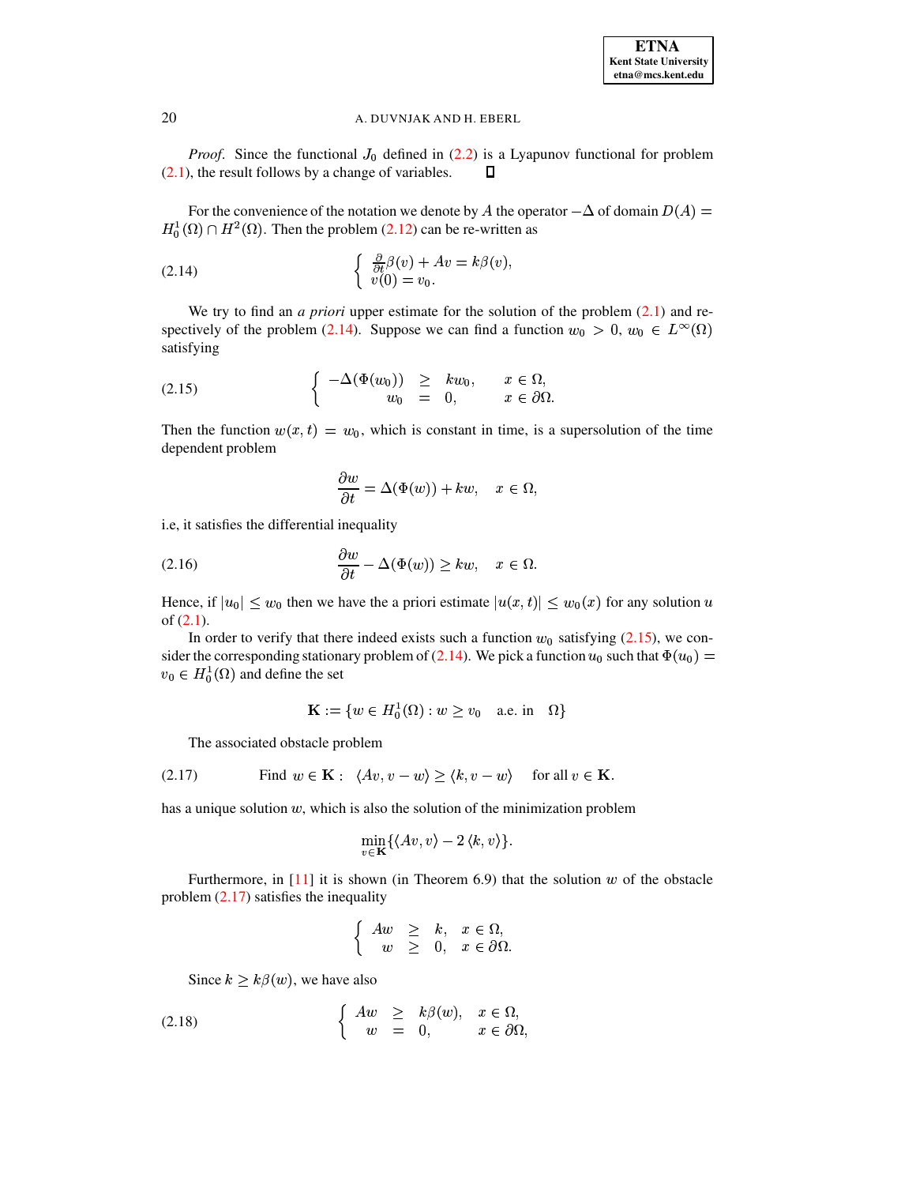*Proof*. Since the functional $J_0$ defined in (2.2) is a Lyapunov functional for problem (2.1), the result follows by a change of variables. ∎

For the convenience of the notation we denote by $A$ the operator $-\Delta$ of domain $D(A) = H_0^1(\Omega) \cap H^2(\Omega)$. Then the problem (2.12) can be re-written as

$$
\left\{ \begin{array}{l} \frac{\partial}{\partial t}\beta(v) + Av = k\beta(v), \\ v(0) = v_0. \end{array} \right. \tag{2.14}
$$

We try to find an *a priori* upper estimate for the solution of the problem (2.1) and respectively of the problem (2.14). Suppose we can find a function $w_0 > 0$, $w_0 \in L^\infty(\Omega)$ satisfying

$$
\left\{ \begin{array}{rcll} -\Delta(\Phi(w_0)) & \geq & kw_0, & x \in \Omega, \\ w_0 & = & 0, & x \in \partial\Omega. \end{array} \right. \tag{2.15}
$$

Then the function $w(x,t) = w_0$, which is constant in time, is a supersolution of the time dependent problem

$$
\frac{\partial w}{\partial t} = \Delta(\Phi(w)) + kw, \quad x \in \Omega,
$$

i.e, it satisfies the differential inequality

$$
\frac{\partial w}{\partial t} - \Delta(\Phi(w)) \geq kw, \quad x \in \Omega. \tag{2.16}
$$

Hence, if $|u_0| \leq w_0$ then we have the a priori estimate $|u(x,t)| \leq w_0(x)$ for any solution $u$ of (2.1).

In order to verify that there indeed exists such a function $w_0$ satisfying (2.15), we consider the corresponding stationary problem of (2.14). We pick a function $u_0$ such that $\Phi(u_0) = v_0 \in H_0^1(\Omega)$ and define the set

$$
\mathbf{K} := \{w \in H_0^1(\Omega) : w \geq v_0 \quad \text{a.e. in} \quad \Omega\}
$$

The associated obstacle problem

$$
\text{Find } w \in \mathbf{K} : \ \langle Av, v - w\rangle \geq \langle k, v - w\rangle \quad \text{for all } v \in \mathbf{K}. \tag{2.17}
$$

has a unique solution $w$, which is also the solution of the minimization problem

$$
\min_{v \in \mathbf{K}} \{\langle Av, v\rangle - 2\,\langle k, v\rangle\}.
$$

Furthermore, in [11] it is shown (in Theorem 6.9) that the solution $w$ of the obstacle problem (2.17) satisfies the inequality

$$
\left\{ \begin{array}{rcll} Aw & \geq & k, & x \in \Omega, \\ w & \geq & 0, & x \in \partial\Omega. \end{array} \right.
$$

Since $k \geq k\beta(w)$, we have also

$$
\left\{ \begin{array}{rcll} Aw & \geq & k\beta(w), & x \in \Omega, \\ w & = & 0, & x \in \partial\Omega, \end{array} \right. \tag{2.18}
$$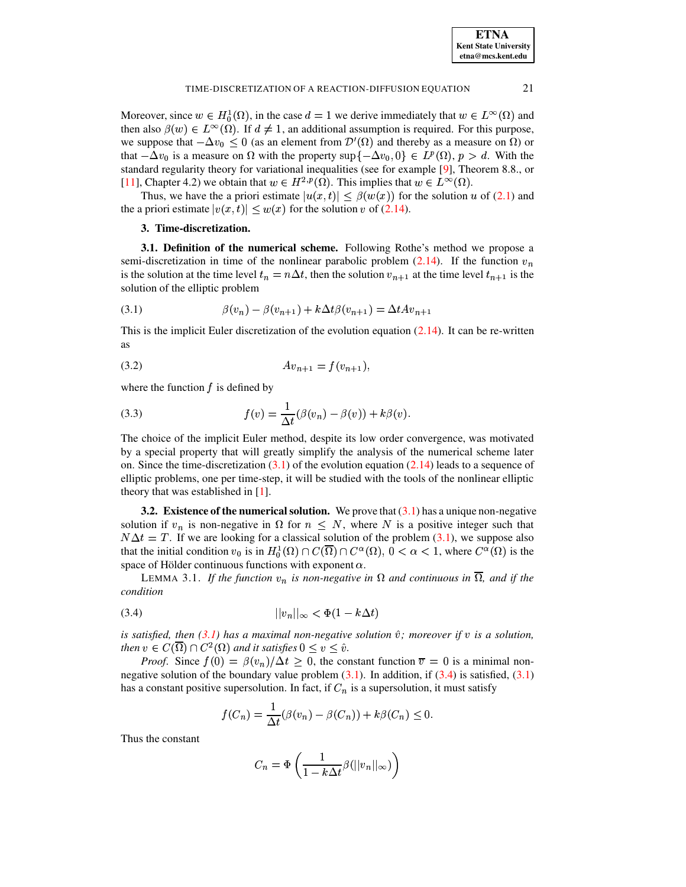Moreover, since $w \in H_0^1(\Omega)$, in the case $d = 1$ we derive immediately that $w \in L^\infty(\Omega)$ and then also $\beta(w) \in L^\infty(\Omega)$. If $d \neq 1$, an additional assumption is required. For this purpose, we suppose that $-\Delta v_0 \leq 0$ (as an element from $\mathcal{D}'(\Omega)$ and thereby as a measure on $\Omega$) or that $-\Delta v_0$ is a measure on $\Omega$ with the property $\sup\{-\Delta v_0, 0\} \in L^p(\Omega)$, $p > d$. With the standard regularity theory for variational inequalities (see for example [9], Theorem 8.8., or [11], Chapter 4.2) we obtain that $w \in H^{2,p}(\Omega)$. This implies that $w \in L^\infty(\Omega)$.

Thus, we have the a priori estimate $|u(x,t)| \leq \beta(w(x))$ for the solution $u$ of (2.1) and the a priori estimate $|v(x,t)| \leq w(x)$ for the solution $v$ of (2.14).

## 3. Time-discretization.

**3.1. Definition of the numerical scheme.** Following Rothe's method we propose a semi-discretization in time of the nonlinear parabolic problem (2.14). If the function $v_n$ is the solution at the time level $t_n = n\Delta t$, then the solution $v_{n+1}$ at the time level $t_{n+1}$ is the solution of the elliptic problem

$$\beta(v_n) - \beta(v_{n+1}) + k\Delta t \beta(v_{n+1}) = \Delta t A v_{n+1} \tag{3.1}$$

This is the implicit Euler discretization of the evolution equation (2.14). It can be re-written as

$$A v_{n+1} = f(v_{n+1}), \tag{3.2}$$

where the function $f$ is defined by

$$f(v) = \frac{1}{\Delta t}(\beta(v_n) - \beta(v)) + k\beta(v). \tag{3.3}$$

The choice of the implicit Euler method, despite its low order convergence, was motivated by a special property that will greatly simplify the analysis of the numerical scheme later on. Since the time-discretization (3.1) of the evolution equation (2.14) leads to a sequence of elliptic problems, one per time-step, it will be studied with the tools of the nonlinear elliptic theory that was established in [1].

**3.2. Existence of the numerical solution.** We prove that (3.1) has a unique non-negative solution if $v_n$ is non-negative in $\Omega$ for $n \leq N$, where $N$ is a positive integer such that $N\Delta t = T$. If we are looking for a classical solution of the problem (3.1), we suppose also that the initial condition $v_0$ is in $H_0^1(\Omega) \cap C(\overline{\Omega}) \cap C^\alpha(\Omega)$, $0 < \alpha < 1$, where $C^\alpha(\Omega)$ is the space of Hölder continuous functions with exponent $\alpha$.

LEMMA 3.1. *If the function $v_n$ is non-negative in $\Omega$ and continuous in $\overline{\Omega}$, and if the condition*

$$||v_n||_\infty < \Phi(1 - k\Delta t) \tag{3.4}$$

*is satisfied, then (3.1) has a maximal non-negative solution $\hat{v}$; moreover if $v$ is a solution, then $v \in C(\overline{\Omega}) \cap C^2(\Omega)$ and it satisfies $0 \leq v \leq \hat{v}$.*

*Proof.* Since $f(0) = \beta(v_n)/\Delta t \geq 0$, the constant function $\overline{v} = 0$ is a minimal non-negative solution of the boundary value problem (3.1). In addition, if (3.4) is satisfied, (3.1) has a constant positive supersolution. In fact, if $C_n$ is a supersolution, it must satisfy

$$f(C_n) = \frac{1}{\Delta t}(\beta(v_n) - \beta(C_n)) + k\beta(C_n) \leq 0.$$

Thus the constant

$$C_n = \Phi\left(\frac{1}{1 - k\Delta t}\beta(||v_n||_\infty)\right)$$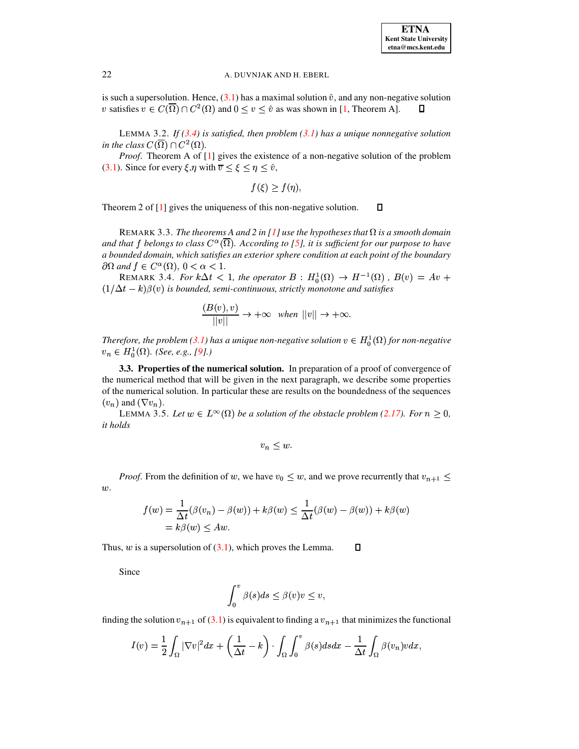is such a supersolution. Hence, (3.1) has a maximal solution $\hat{v}$, and any non-negative solution $v$ satisfies $v \in C(\overline{\Omega}) \cap C^2(\Omega)$ and $0 \leq v \leq \hat{v}$ as was shown in [1, Theorem A]. ◻

LEMMA 3.2. *If (3.4) is satisfied, then problem (3.1) has a unique nonnegative solution in the class* $C(\overline{\Omega}) \cap C^2(\Omega)$.

*Proof*. Theorem A of [1] gives the existence of a non-negative solution of the problem (3.1). Since for every $\xi$,$\eta$ with $\overline{v} \leq \xi \leq \eta \leq \hat{v}$,

$$f(\xi) \geq f(\eta),$$

Theorem 2 of [1] gives the uniqueness of this non-negative solution. ◻

REMARK 3.3. *The theorems A and 2 in [1] use the hypotheses that* $\Omega$ *is a smooth domain and that* $f$ *belongs to class* $C^{\alpha}(\overline{\Omega})$. *According to [5], it is sufficient for our purpose to have a bounded domain, which satisfies an exterior sphere condition at each point of the boundary* $\partial\Omega$ *and* $f \in C^{\alpha}(\Omega)$, $0 < \alpha < 1$.

REMARK 3.4. *For* $k\Delta t < 1$, *the operator* $B : H_0^1(\Omega) \to H^{-1}(\Omega)$ , $B(v) = Av + (1/\Delta t - k)\beta(v)$ *is bounded, semi-continuous, strictly monotone and satisfies*

$$\frac{(B(v), v)}{||v||} \to +\infty \quad \textit{when } ||v|| \to +\infty.$$

*Therefore, the problem (3.1) has a unique non-negative solution* $v \in H_0^1(\Omega)$ *for non-negative* $v_n \in H_0^1(\Omega)$. *(See, e.g., [9].)*

**3.3. Properties of the numerical solution.** In preparation of a proof of convergence of the numerical method that will be given in the next paragraph, we describe some properties of the numerical solution. In particular these are results on the boundedness of the sequences $(v_n)$ and $(\nabla v_n)$.

LEMMA 3.5. *Let* $w \in L^{\infty}(\Omega)$ *be a solution of the obstacle problem (2.17). For* $n \geq 0$, *it holds*

$$v_n \leq w.$$

*Proof*. From the definition of $w$, we have $v_0 \leq w$, and we prove recurrently that $v_{n+1} \leq w$.

$$\begin{aligned} f(w) &= \frac{1}{\Delta t}(\beta(v_n) - \beta(w)) + k\beta(w) \leq \frac{1}{\Delta t}(\beta(w) - \beta(w)) + k\beta(w) \\ &= k\beta(w) \leq Aw. \end{aligned}$$

Thus, $w$ is a supersolution of (3.1), which proves the Lemma. ◻

Since

$$\int_0^v \beta(s)ds \leq \beta(v)v \leq v,$$

finding the solution $v_{n+1}$ of (3.1) is equivalent to finding a $v_{n+1}$ that minimizes the functional

$$I(v) = \frac{1}{2}\int_{\Omega} |\nabla v|^2 dx + \left(\frac{1}{\Delta t} - k\right) \cdot \int_{\Omega}\int_0^v \beta(s)ds dx - \frac{1}{\Delta t}\int_{\Omega} \beta(v_n)v dx,$$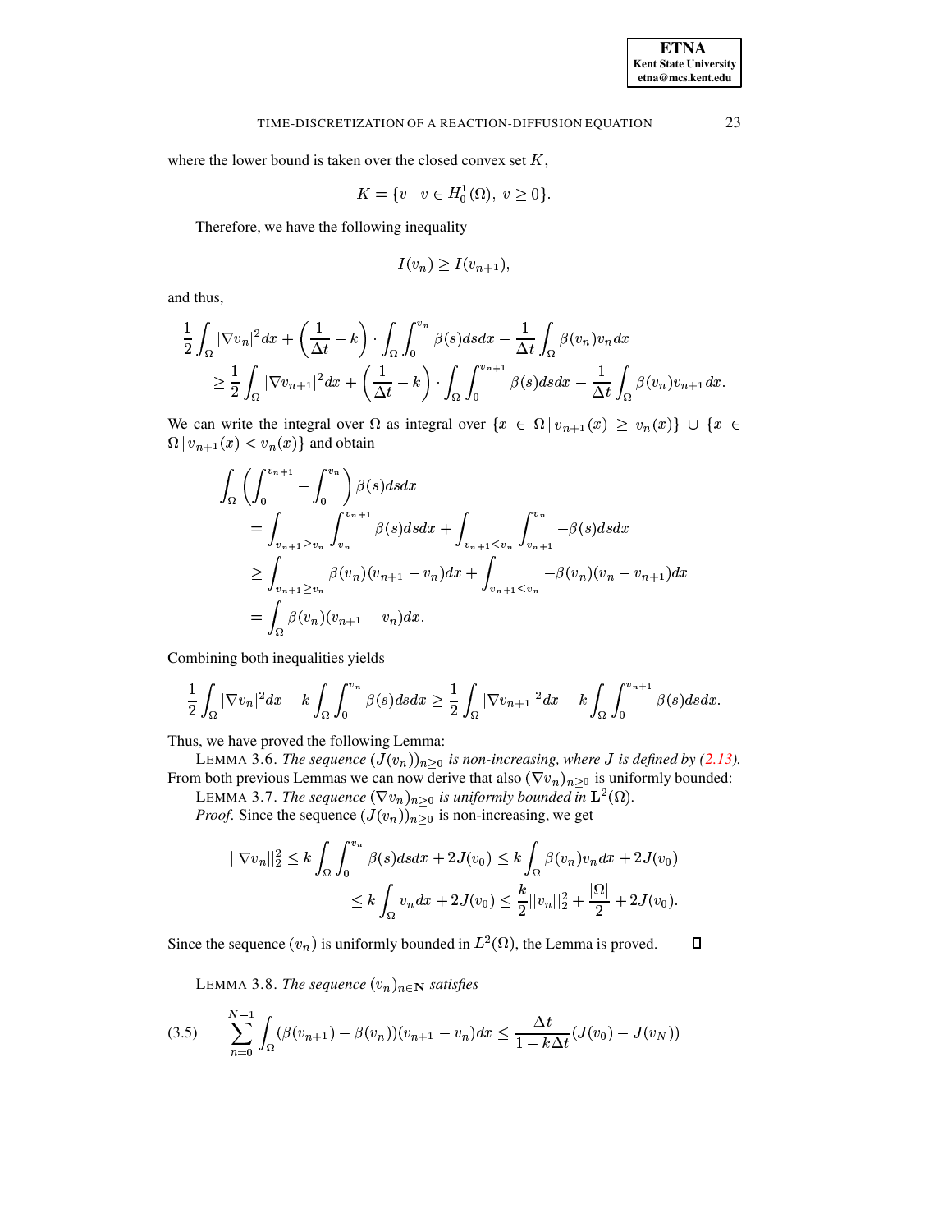where the lower bound is taken over the closed convex set $K$,

$$K = \{v \mid v \in H_0^1(\Omega),\ v \geq 0\}.$$

Therefore, we have the following inequality

$$I(v_n) \geq I(v_{n+1}),$$

and thus,

$$\begin{aligned}
&\frac{1}{2}\int_\Omega |\nabla v_n|^2 dx + \left(\frac{1}{\Delta t} - k\right) \cdot \int_\Omega \int_0^{v_n} \beta(s) ds dx - \frac{1}{\Delta t}\int_\Omega \beta(v_n) v_n dx \\
&\quad \geq \frac{1}{2}\int_\Omega |\nabla v_{n+1}|^2 dx + \left(\frac{1}{\Delta t} - k\right) \cdot \int_\Omega \int_0^{v_{n+1}} \beta(s) ds dx - \frac{1}{\Delta t}\int_\Omega \beta(v_n) v_{n+1} dx.
\end{aligned}$$

We can write the integral over $\Omega$ as integral over $\{x \in \Omega \,|\, v_{n+1}(x) \geq v_n(x)\} \cup \{x \in \Omega \,|\, v_{n+1}(x) < v_n(x)\}$ and obtain

$$\begin{aligned}
&\int_\Omega \left(\int_0^{v_n+1} - \int_0^{v_n}\right) \beta(s) ds dx \\
&\quad = \int_{v_n+1 \geq v_n} \int_{v_n}^{v_{n+1}} \beta(s) ds dx + \int_{v_n+1 < v_n} \int_{v_n+1}^{v_n} -\beta(s) ds dx \\
&\quad \geq \int_{v_{n+1} \geq v_n} \beta(v_n)(v_{n+1} - v_n) dx + \int_{v_n+1 < v_n} -\beta(v_n)(v_n - v_{n+1}) dx \\
&\quad = \int_\Omega \beta(v_n)(v_{n+1} - v_n) dx.
\end{aligned}$$

Combining both inequalities yields

$$\frac{1}{2}\int_\Omega |\nabla v_n|^2 dx - k\int_\Omega \int_0^{v_n} \beta(s) ds dx \geq \frac{1}{2}\int_\Omega |\nabla v_{n+1}|^2 dx - k\int_\Omega \int_0^{v_{n+1}} \beta(s) ds dx.$$

Thus, we have proved the following Lemma:

LEMMA 3.6. *The sequence $(J(v_n))_{n \geq 0}$ is non-increasing, where $J$ is defined by (2.13).*

From both previous Lemmas we can now derive that also $(\nabla v_n)_{n \geq 0}$ is uniformly bounded:

LEMMA 3.7. *The sequence $(\nabla v_n)_{n \geq 0}$ is uniformly bounded in $\mathbf{L}^2(\Omega)$.*

*Proof*. Since the sequence $(J(v_n))_{n \geq 0}$ is non-increasing, we get

$$\begin{aligned}
||\nabla v_n||_2^2 &\leq k\int_\Omega \int_0^{v_n} \beta(s) ds dx + 2J(v_0) \leq k\int_\Omega \beta(v_n) v_n dx + 2J(v_0) \\
&\leq k\int_\Omega v_n dx + 2J(v_0) \leq \frac{k}{2}||v_n||_2^2 + \frac{|\Omega|}{2} + 2J(v_0).
\end{aligned}$$

Since the sequence $(v_n)$ is uniformly bounded in $L^2(\Omega)$, the Lemma is proved. □

LEMMA 3.8. *The sequence $(v_n)_{n \in \mathbf{N}}$ satisfies*

$$\sum_{n=0}^{N-1} \int_\Omega (\beta(v_{n+1}) - \beta(v_n))(v_{n+1} - v_n) dx \leq \frac{\Delta t}{1 - k\Delta t}(J(v_0) - J(v_N)) \tag{3.5}$$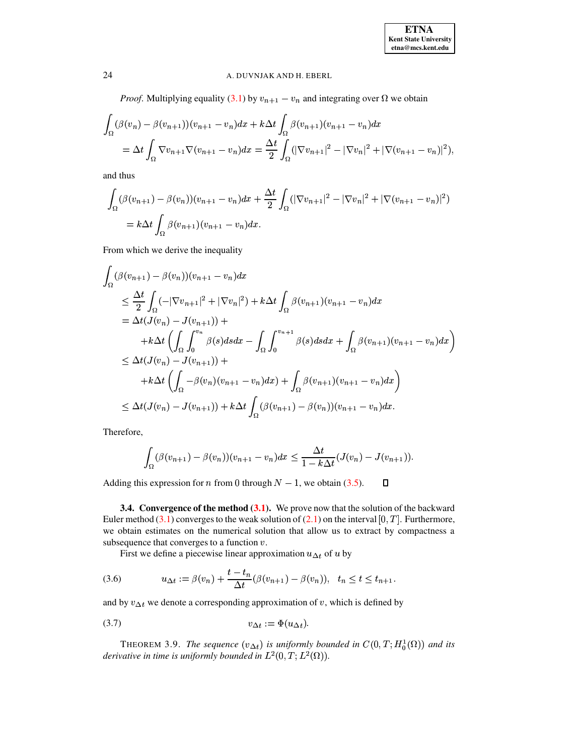*Proof.* Multiplying equality (3.1) by $v_{n+1} - v_n$ and integrating over $\Omega$ we obtain

$$\int_\Omega (\beta(v_n) - \beta(v_{n+1}))(v_{n+1} - v_n)dx + k\Delta t \int_\Omega \beta(v_{n+1})(v_{n+1} - v_n)dx$$
$$= \Delta t \int_\Omega \nabla v_{n+1} \nabla(v_{n+1} - v_n)dx = \frac{\Delta t}{2} \int_\Omega (|\nabla v_{n+1}|^2 - |\nabla v_n|^2 + |\nabla(v_{n+1} - v_n)|^2),$$

and thus

$$\int_\Omega (\beta(v_{n+1}) - \beta(v_n))(v_{n+1} - v_n)dx + \frac{\Delta t}{2} \int_\Omega (|\nabla v_{n+1}|^2 - |\nabla v_n|^2 + |\nabla(v_{n+1} - v_n)|^2)$$
$$= k\Delta t \int_\Omega \beta(v_{n+1})(v_{n+1} - v_n)dx.$$

From which we derive the inequality

$$\begin{aligned}
&\int_\Omega (\beta(v_{n+1}) - \beta(v_n))(v_{n+1} - v_n)dx \\
&\quad \leq \frac{\Delta t}{2} \int_\Omega (-|\nabla v_{n+1}|^2 + |\nabla v_n|^2) + k\Delta t \int_\Omega \beta(v_{n+1})(v_{n+1} - v_n)dx \\
&\quad = \Delta t(J(v_n) - J(v_{n+1})) + \\
&\qquad + k\Delta t \left( \int_\Omega \int_0^{v_n} \beta(s)dsdx - \int_\Omega \int_0^{v_{n+1}} \beta(s)dsdx + \int_\Omega \beta(v_{n+1})(v_{n+1} - v_n)dx \right) \\
&\quad \leq \Delta t(J(v_n) - J(v_{n+1})) + \\
&\qquad + k\Delta t \left( \int_\Omega -\beta(v_n)(v_{n+1} - v_n)dx) + \int_\Omega \beta(v_{n+1})(v_{n+1} - v_n)dx \right) \\
&\quad \leq \Delta t(J(v_n) - J(v_{n+1})) + k\Delta t \int_\Omega (\beta(v_{n+1}) - \beta(v_n))(v_{n+1} - v_n)dx.
\end{aligned}$$

Therefore,

$$\int_\Omega (\beta(v_{n+1}) - \beta(v_n))(v_{n+1} - v_n)dx \leq \frac{\Delta t}{1 - k\Delta t}(J(v_n) - J(v_{n+1})).$$

Adding this expression for $n$ from $0$ through $N-1$, we obtain (3.5). $\square$

**3.4. Convergence of the method (3.1).** We prove now that the solution of the backward Euler method (3.1) converges to the weak solution of (2.1) on the interval $[0, T]$. Furthermore, we obtain estimates on the numerical solution that allow us to extract by compactness a subsequence that converges to a function $v$.

First we define a piecewise linear approximation $u_{\Delta t}$ of $u$ by

$$u_{\Delta t} := \beta(v_n) + \frac{t - t_n}{\Delta t}(\beta(v_{n+1}) - \beta(v_n)), \quad t_n \leq t \leq t_{n+1}. \tag{3.6}$$

and by $v_{\Delta t}$ we denote a corresponding approximation of $v$, which is defined by

$$v_{\Delta t} := \Phi(u_{\Delta t}). \tag{3.7}$$

THEOREM 3.9. *The sequence $(v_{\Delta t})$ is uniformly bounded in $C(0, T; H_0^1(\Omega))$ and its derivative in time is uniformly bounded in $L^2(0, T; L^2(\Omega))$.*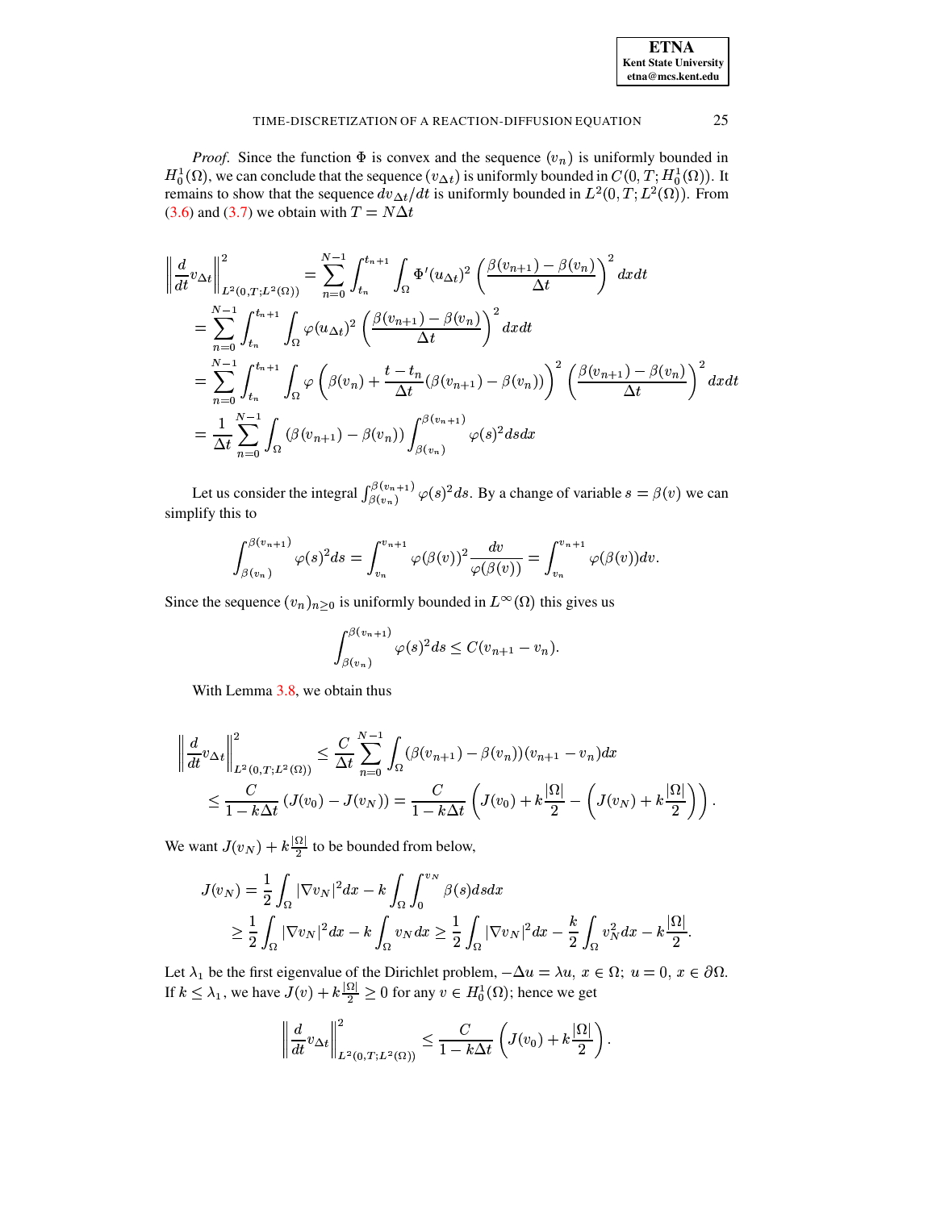*Proof.* Since the function $\Phi$ is convex and the sequence $(v_n)$ is uniformly bounded in $H_0^1(\Omega)$, we can conclude that the sequence $(v_{\Delta t})$ is uniformly bounded in $C(0,T;H_0^1(\Omega))$. It remains to show that the sequence $dv_{\Delta t}/dt$ is uniformly bounded in $L^2(0,T;L^2(\Omega))$. From (3.6) and (3.7) we obtain with $T = N\Delta t$

$$
\begin{aligned}
\left\| \frac{d}{dt} v_{\Delta t} \right\|^2_{L^2(0,T;L^2(\Omega))} &= \sum_{n=0}^{N-1} \int_{t_n}^{t_{n+1}} \int_\Omega \Phi'(u_{\Delta t})^2 \left( \frac{\beta(v_{n+1}) - \beta(v_n)}{\Delta t} \right)^2 dx dt \\
&= \sum_{n=0}^{N-1} \int_{t_n}^{t_{n+1}} \int_\Omega \varphi(u_{\Delta t})^2 \left( \frac{\beta(v_{n+1}) - \beta(v_n)}{\Delta t} \right)^2 dx dt \\
&= \sum_{n=0}^{N-1} \int_{t_n}^{t_{n+1}} \int_\Omega \varphi\left( \beta(v_n) + \frac{t-t_n}{\Delta t}(\beta(v_{n+1}) - \beta(v_n)) \right)^2 \left( \frac{\beta(v_{n+1}) - \beta(v_n)}{\Delta t} \right)^2 dx dt \\
&= \frac{1}{\Delta t} \sum_{n=0}^{N-1} \int_\Omega (\beta(v_{n+1}) - \beta(v_n)) \int_{\beta(v_n)}^{\beta(v_{n+1})} \varphi(s)^2 ds dx
\end{aligned}
$$

Let us consider the integral $\int_{\beta(v_n)}^{\beta(v_{n+1})} \varphi(s)^2 ds$. By a change of variable $s = \beta(v)$ we can simplify this to

$$
\int_{\beta(v_n)}^{\beta(v_{n+1})} \varphi(s)^2 ds = \int_{v_n}^{v_{n+1}} \varphi(\beta(v))^2 \frac{dv}{\varphi(\beta(v))} = \int_{v_n}^{v_{n+1}} \varphi(\beta(v)) dv.
$$

Since the sequence $(v_n)_{n \geq 0}$ is uniformly bounded in $L^\infty(\Omega)$ this gives us

$$
\int_{\beta(v_n)}^{\beta(v_{n+1})} \varphi(s)^2 ds \leq C(v_{n+1} - v_n).
$$

With Lemma 3.8, we obtain thus

$$
\begin{aligned}
\left\| \frac{d}{dt} v_{\Delta t} \right\|^2_{L^2(0,T;L^2(\Omega))} &\leq \frac{C}{\Delta t} \sum_{n=0}^{N-1} \int_\Omega (\beta(v_{n+1}) - \beta(v_n))(v_{n+1} - v_n) dx \\
&\leq \frac{C}{1 - k\Delta t} (J(v_0) - J(v_N)) = \frac{C}{1 - k\Delta t} \left( J(v_0) + k\frac{|\Omega|}{2} - \left( J(v_N) + k\frac{|\Omega|}{2} \right) \right).
\end{aligned}
$$

We want $J(v_N) + k\frac{|\Omega|}{2}$ to be bounded from below,

$$
\begin{aligned}
J(v_N) &= \frac{1}{2} \int_\Omega |\nabla v_N|^2 dx - k \int_\Omega \int_0^{v_N} \beta(s) ds dx \\
&\geq \frac{1}{2} \int_\Omega |\nabla v_N|^2 dx - k \int_\Omega v_N dx \geq \frac{1}{2} \int_\Omega |\nabla v_N|^2 dx - \frac{k}{2} \int_\Omega v_N^2 dx - k\frac{|\Omega|}{2}.
\end{aligned}
$$

Let $\lambda_1$ be the first eigenvalue of the Dirichlet problem, $-\Delta u = \lambda u,\ x \in \Omega;\ u = 0,\ x \in \partial\Omega$. If $k \leq \lambda_1$, we have $J(v) + k\frac{|\Omega|}{2} \geq 0$ for any $v \in H_0^1(\Omega)$; hence we get

$$
\left\| \frac{d}{dt} v_{\Delta t} \right\|^2_{L^2(0,T;L^2(\Omega))} \leq \frac{C}{1 - k\Delta t} \left( J(v_0) + k\frac{|\Omega|}{2} \right).
$$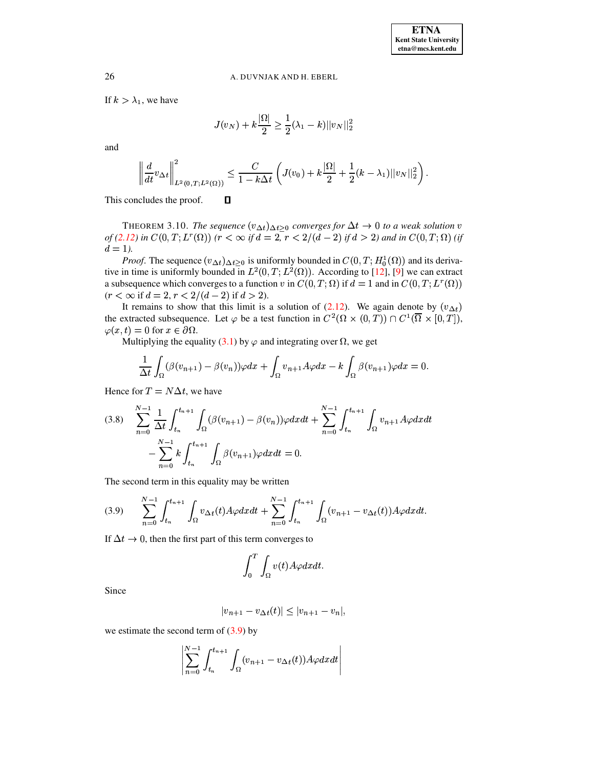If $k > \lambda_1$, we have

$$J(v_N) + k\frac{|\Omega|}{2} \geq \frac{1}{2}(\lambda_1 - k)||v_N||_2^2$$

and

$$\left\|\frac{d}{dt}v_{\Delta t}\right\|^2_{L^2(0,T;L^2(\Omega))} \leq \frac{C}{1-k\Delta t}\left(J(v_0) + k\frac{|\Omega|}{2} + \frac{1}{2}(k-\lambda_1)||v_N||_2^2\right).$$

This concludes the proof. ∎

THEOREM 3.10. *The sequence $(v_{\Delta t})_{\Delta t \geq 0}$ converges for $\Delta t \to 0$ to a weak solution $v$ of (2.12) in $C(0,T;L^r(\Omega))$ ($r < \infty$ if $d = 2$, $r < 2/(d-2)$ if $d > 2$) and in $C(0,T;\Omega)$ (if $d = 1$).*

*Proof*. The sequence $(v_{\Delta t})_{\Delta t \geq 0}$ is uniformly bounded in $C(0,T;H_0^1(\Omega))$ and its derivative in time is uniformly bounded in $L^2(0,T;L^2(\Omega))$. According to [12], [9] we can extract a subsequence which converges to a function $v$ in $C(0,T;\Omega)$ if $d = 1$ and in $C(0,T;L^r(\Omega))$ ($r < \infty$ if $d = 2$, $r < 2/(d-2)$ if $d > 2$).

It remains to show that this limit is a solution of (2.12). We again denote by $(v_{\Delta t})$ the extracted subsequence. Let $\varphi$ be a test function in $C^2(\Omega \times (0,T)) \cap C^1(\overline{\Omega} \times [0,T])$, $\varphi(x,t) = 0$ for $x \in \partial\Omega$.

Multiplying the equality (3.1) by $\varphi$ and integrating over $\Omega$, we get

$$\frac{1}{\Delta t}\int_\Omega (\beta(v_{n+1}) - \beta(v_n))\varphi dx + \int_\Omega v_{n+1}A\varphi dx - k\int_\Omega \beta(v_{n+1})\varphi dx = 0.$$

Hence for $T = N\Delta t$, we have

$$\begin{aligned}(3.8)\qquad &\sum_{n=0}^{N-1}\frac{1}{\Delta t}\int_{t_n}^{t_{n+1}}\int_\Omega (\beta(v_{n+1}) - \beta(v_n))\varphi dx dt + \sum_{n=0}^{N-1}\int_{t_n}^{t_{n+1}}\int_\Omega v_{n+1}A\varphi dx dt \\ &\quad - \sum_{n=0}^{N-1} k\int_{t_n}^{t_{n+1}}\int_\Omega \beta(v_{n+1})\varphi dx dt = 0.\end{aligned}$$

The second term in this equality may be written

$$(3.9)\qquad \sum_{n=0}^{N-1}\int_{t_n}^{t_{n+1}}\int_\Omega v_{\Delta t}(t)A\varphi dx dt + \sum_{n=0}^{N-1}\int_{t_n}^{t_{n+1}}\int_\Omega (v_{n+1} - v_{\Delta t}(t))A\varphi dx dt.$$

If $\Delta t \to 0$, then the first part of this term converges to

$$\int_0^T\int_\Omega v(t)A\varphi dx dt.$$

Since

$$|v_{n+1} - v_{\Delta t}(t)| \leq |v_{n+1} - v_n|,$$

we estimate the second term of (3.9) by

$$\left|\sum_{n=0}^{N-1}\int_{t_n}^{t_{n+1}}\int_\Omega (v_{n+1} - v_{\Delta t}(t))A\varphi dx dt\right|$$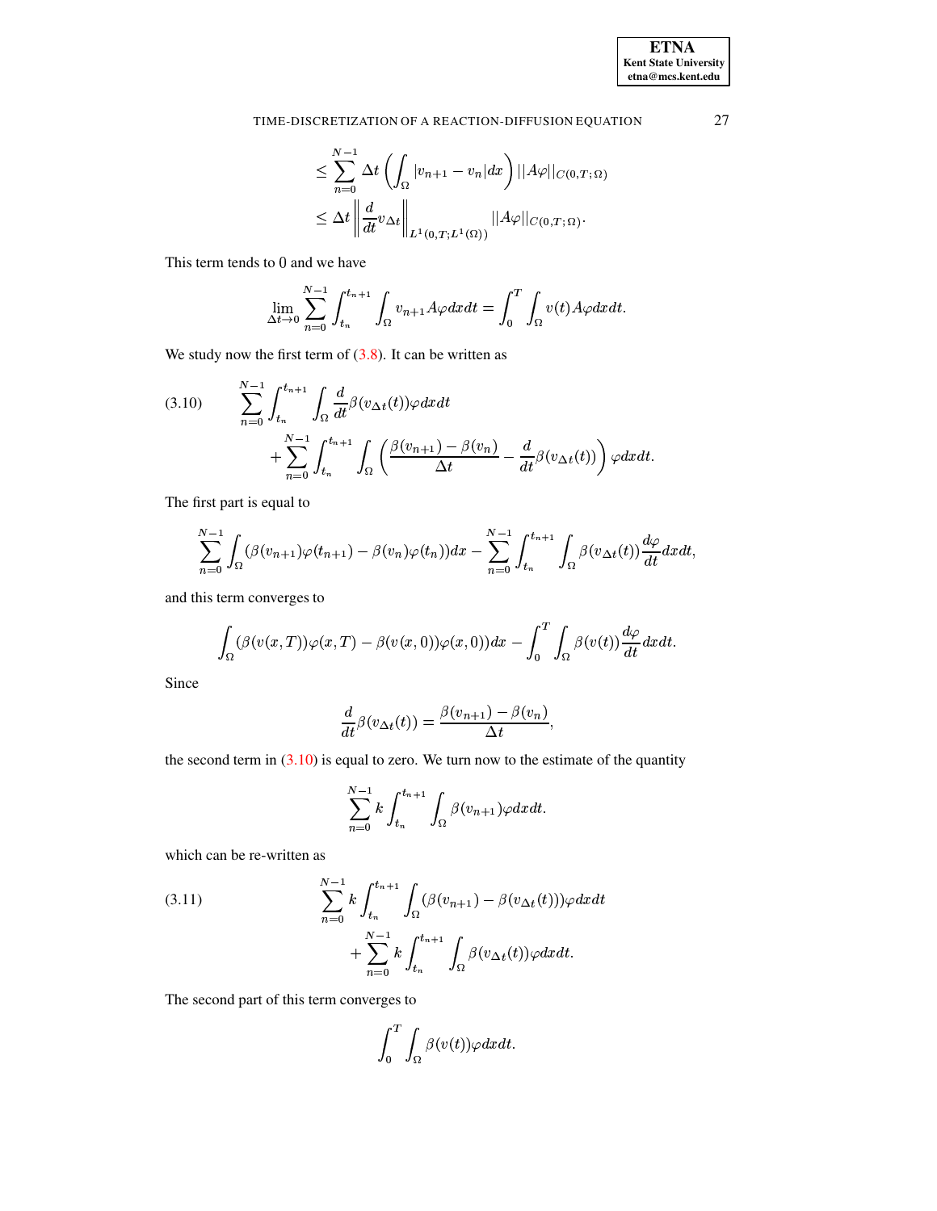$$
\begin{aligned}
&\leq \sum_{n=0}^{N-1} \Delta t \left( \int_\Omega |v_{n+1} - v_n| dx \right) ||A\varphi||_{C(0,T;\Omega)} \\
&\leq \Delta t \left\| \frac{d}{dt} v_{\Delta t} \right\|_{L^1(0,T;L^1(\Omega))} ||A\varphi||_{C(0,T;\Omega)}.
\end{aligned}
$$

This term tends to 0 and we have

$$
\lim_{\Delta t \to 0} \sum_{n=0}^{N-1} \int_{t_n}^{t_{n+1}} \int_\Omega v_{n+1} A\varphi dx dt = \int_0^T \int_\Omega v(t) A\varphi dx dt.
$$

We study now the first term of (3.8). It can be written as

$$
\begin{aligned}
(3.10) \qquad &\sum_{n=0}^{N-1} \int_{t_n}^{t_{n+1}} \int_\Omega \frac{d}{dt} \beta(v_{\Delta t}(t)) \varphi dx dt \\
&\quad + \sum_{n=0}^{N-1} \int_{t_n}^{t_{n+1}} \int_\Omega \left( \frac{\beta(v_{n+1}) - \beta(v_n)}{\Delta t} - \frac{d}{dt} \beta(v_{\Delta t}(t)) \right) \varphi dx dt.
\end{aligned}
$$

The first part is equal to

$$
\sum_{n=0}^{N-1} \int_\Omega (\beta(v_{n+1}) \varphi(t_{n+1}) - \beta(v_n) \varphi(t_n)) dx - \sum_{n=0}^{N-1} \int_{t_n}^{t_{n+1}} \int_\Omega \beta(v_{\Delta t}(t)) \frac{d\varphi}{dt} dx dt,
$$

and this term converges to

$$
\int_\Omega (\beta(v(x,T)) \varphi(x,T) - \beta(v(x,0)) \varphi(x,0)) dx - \int_0^T \int_\Omega \beta(v(t)) \frac{d\varphi}{dt} dx dt.
$$

Since

$$
\frac{d}{dt} \beta(v_{\Delta t}(t)) = \frac{\beta(v_{n+1}) - \beta(v_n)}{\Delta t},
$$

the second term in (3.10) is equal to zero. We turn now to the estimate of the quantity

$$
\sum_{n=0}^{N-1} k \int_{t_n}^{t_{n+1}} \int_\Omega \beta(v_{n+1}) \varphi dx dt.
$$

which can be re-written as

$$
\begin{aligned}
(3.11) \qquad &\sum_{n=0}^{N-1} k \int_{t_n}^{t_{n+1}} \int_\Omega (\beta(v_{n+1}) - \beta(v_{\Delta t}(t))) \varphi dx dt \\
&\quad + \sum_{n=0}^{N-1} k \int_{t_n}^{t_{n+1}} \int_\Omega \beta(v_{\Delta t}(t)) \varphi dx dt.
\end{aligned}
$$

The second part of this term converges to

$$
\int_0^T \int_\Omega \beta(v(t)) \varphi dx dt.
$$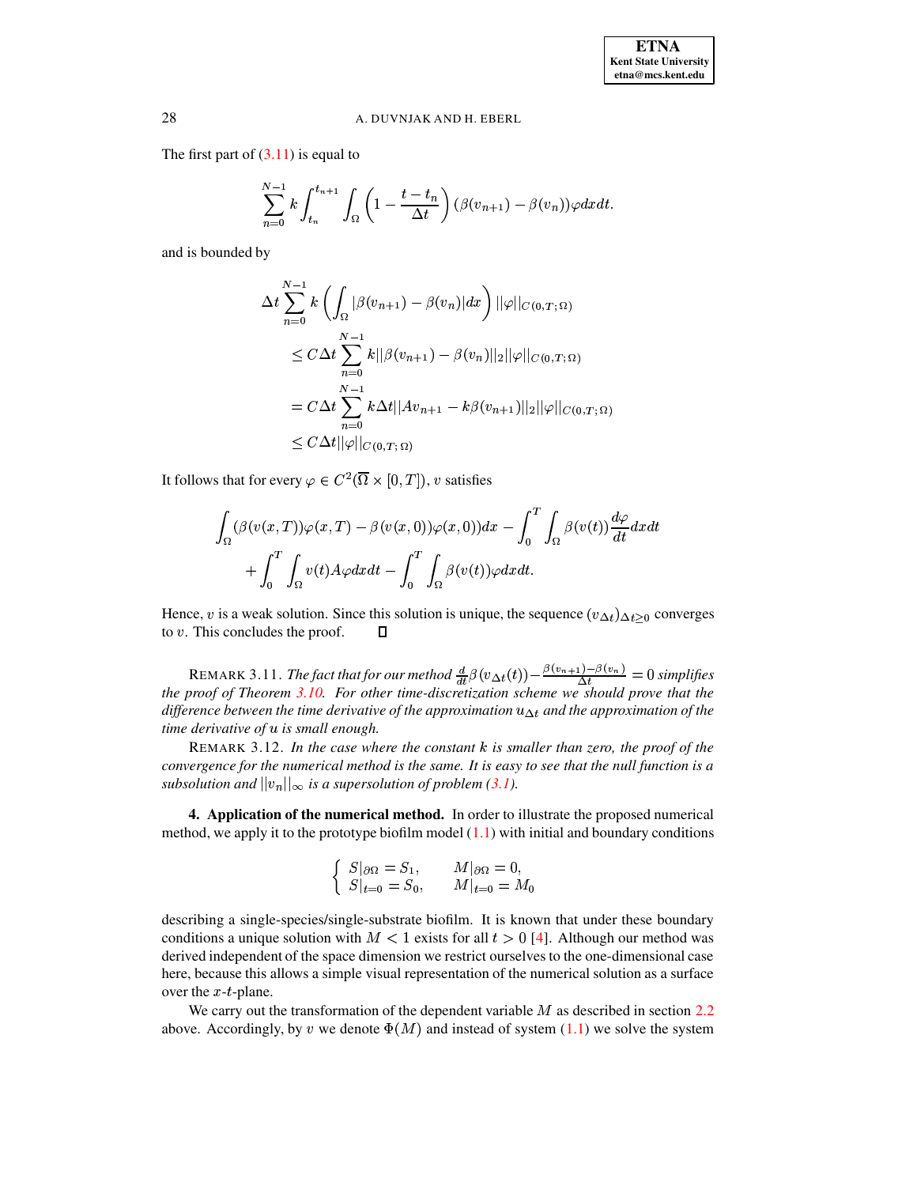The first part of (3.11) is equal to

$$\sum_{n=0}^{N-1} k \int_{t_n}^{t_{n+1}} \int_{\Omega} \left(1 - \frac{t-t_n}{\Delta t}\right) (\beta(v_{n+1}) - \beta(v_n))\varphi dx dt.$$

and is bounded by

$$\begin{aligned}
\Delta t \sum_{n=0}^{N-1} k & \left( \int_{\Omega} |\beta(v_{n+1}) - \beta(v_n)| dx \right) ||\varphi||_{C(0,T;\Omega)} \\
& \leq C \Delta t \sum_{n=0}^{N-1} k ||\beta(v_{n+1}) - \beta(v_n)||_2 ||\varphi||_{C(0,T;\Omega)} \\
& = C \Delta t \sum_{n=0}^{N-1} k \Delta t ||A v_{n+1} - k\beta(v_{n+1})||_2 ||\varphi||_{C(0,T;\Omega)} \\
& \leq C \Delta t ||\varphi||_{C(0,T;\Omega)}
\end{aligned}$$

It follows that for every $\varphi \in C^2(\overline{\Omega} \times [0,T])$, $v$ satisfies

$$\begin{aligned}
\int_{\Omega} (\beta(v(x,T))\varphi(x,T) - \beta(v(x,0))\varphi(x,0)) dx - \int_0^T \int_{\Omega} \beta(v(t)) \frac{d\varphi}{dt} dx dt \\
+ \int_0^T \int_{\Omega} v(t) A\varphi dx dt - \int_0^T \int_{\Omega} \beta(v(t))\varphi dx dt.
\end{aligned}$$

Hence, $v$ is a weak solution. Since this solution is unique, the sequence $(v_{\Delta t})_{\Delta t \geq 0}$ converges to $v$. This concludes the proof. $\square$

REMARK 3.11. *The fact that for our method $\frac{d}{dt}\beta(v_{\Delta t}(t)) - \frac{\beta(v_{n+1}) - \beta(v_n)}{\Delta t} = 0$ simplifies the proof of Theorem 3.10. For other time-discretization scheme we should prove that the difference between the time derivative of the approximation $u_{\Delta t}$ and the approximation of the time derivative of $u$ is small enough.*

REMARK 3.12. *In the case where the constant $k$ is smaller than zero, the proof of the convergence for the numerical method is the same. It is easy to see that the null function is a subsolution and $||v_n||_\infty$ is a supersolution of problem (3.1).*

## 4. Application of the numerical method.

In order to illustrate the proposed numerical method, we apply it to the prototype biofilm model (1.1) with initial and boundary conditions

$$\begin{cases} S|_{\partial\Omega} = S_1, & M|_{\partial\Omega} = 0, \\ S|_{t=0} = S_0, & M|_{t=0} = M_0 \end{cases}$$

describing a single-species/single-substrate biofilm. It is known that under these boundary conditions a unique solution with $M < 1$ exists for all $t > 0$ [4]. Although our method was derived independent of the space dimension we restrict ourselves to the one-dimensional case here, because this allows a simple visual representation of the numerical solution as a surface over the $x$-$t$-plane.

We carry out the transformation of the dependent variable $M$ as described in section 2.2 above. Accordingly, by $v$ we denote $\Phi(M)$ and instead of system (1.1) we solve the system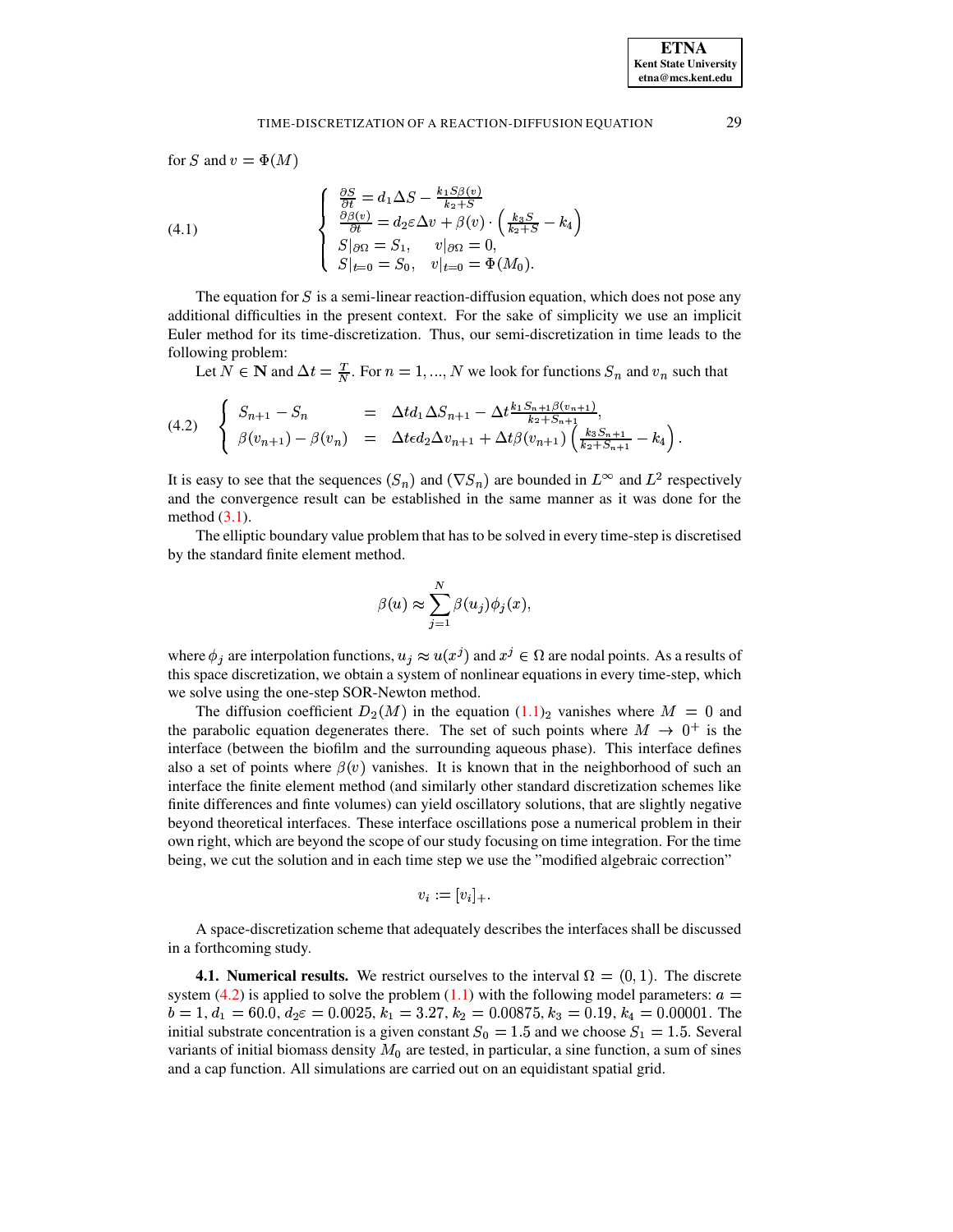for $S$ and $v = \Phi(M)$

$$
\text{(4.1)} \qquad \begin{cases} \frac{\partial S}{\partial t} = d_1 \Delta S - \frac{k_1 S \beta(v)}{k_2 + S} \\ \frac{\partial \beta(v)}{\partial t} = d_2 \varepsilon \Delta v + \beta(v) \cdot \left( \frac{k_3 S}{k_2 + S} - k_4 \right) \\ S|_{\partial\Omega} = S_1, \quad v|_{\partial\Omega} = 0, \\ S|_{t=0} = S_0, \quad v|_{t=0} = \Phi(M_0). \end{cases}
$$

The equation for $S$ is a semi-linear reaction-diffusion equation, which does not pose any additional difficulties in the present context. For the sake of simplicity we use an implicit Euler method for its time-discretization. Thus, our semi-discretization in time leads to the following problem:

Let $N \in \mathbf{N}$ and $\Delta t = \frac{T}{N}$. For $n = 1, ..., N$ we look for functions $S_n$ and $v_n$ such that

$$
\text{(4.2)} \qquad \begin{cases} S_{n+1} - S_n &= \Delta t d_1 \Delta S_{n+1} - \Delta t \frac{k_1 S_{n+1} \beta(v_{n+1})}{k_2 + S_{n+1}}, \\ \beta(v_{n+1}) - \beta(v_n) &= \Delta t \epsilon d_2 \Delta v_{n+1} + \Delta t \beta(v_{n+1}) \left( \frac{k_3 S_{n+1}}{k_2 + S_{n+1}} - k_4 \right). \end{cases}
$$

It is easy to see that the sequences $(S_n)$ and $(\nabla S_n)$ are bounded in $L^\infty$ and $L^2$ respectively and the convergence result can be established in the same manner as it was done for the method (3.1).

The elliptic boundary value problem that has to be solved in every time-step is discretised by the standard finite element method.

$$
\beta(u) \approx \sum_{j=1}^{N} \beta(u_j) \phi_j(x),
$$

where $\phi_j$ are interpolation functions, $u_j \approx u(x^j)$ and $x^j \in \Omega$ are nodal points. As a results of this space discretization, we obtain a system of nonlinear equations in every time-step, which we solve using the one-step SOR-Newton method.

The diffusion coefficient $D_2(M)$ in the equation $(1.1)_2$ vanishes where $M = 0$ and the parabolic equation degenerates there. The set of such points where $M \to 0^+$ is the interface (between the biofilm and the surrounding aqueous phase). This interface defines also a set of points where $\beta(v)$ vanishes. It is known that in the neighborhood of such an interface the finite element method (and similarly other standard discretization schemes like finite differences and finte volumes) can yield oscillatory solutions, that are slightly negative beyond theoretical interfaces. These interface oscillations pose a numerical problem in their own right, which are beyond the scope of our study focusing on time integration. For the time being, we cut the solution and in each time step we use the "modified algebraic correction"

$$
v_i := [v_i]_+.
$$

A space-discretization scheme that adequately describes the interfaces shall be discussed in a forthcoming study.

**4.1. Numerical results.** We restrict ourselves to the interval $\Omega = (0, 1)$. The discrete system (4.2) is applied to solve the problem (1.1) with the following model parameters: $a = b = 1$, $d_1 = 60.0$, $d_2\varepsilon = 0.0025$, $k_1 = 3.27$, $k_2 = 0.00875$, $k_3 = 0.19$, $k_4 = 0.00001$. The initial substrate concentration is a given constant $S_0 = 1.5$ and we choose $S_1 = 1.5$. Several variants of initial biomass density $M_0$ are tested, in particular, a sine function, a sum of sines and a cap function. All simulations are carried out on an equidistant spatial grid.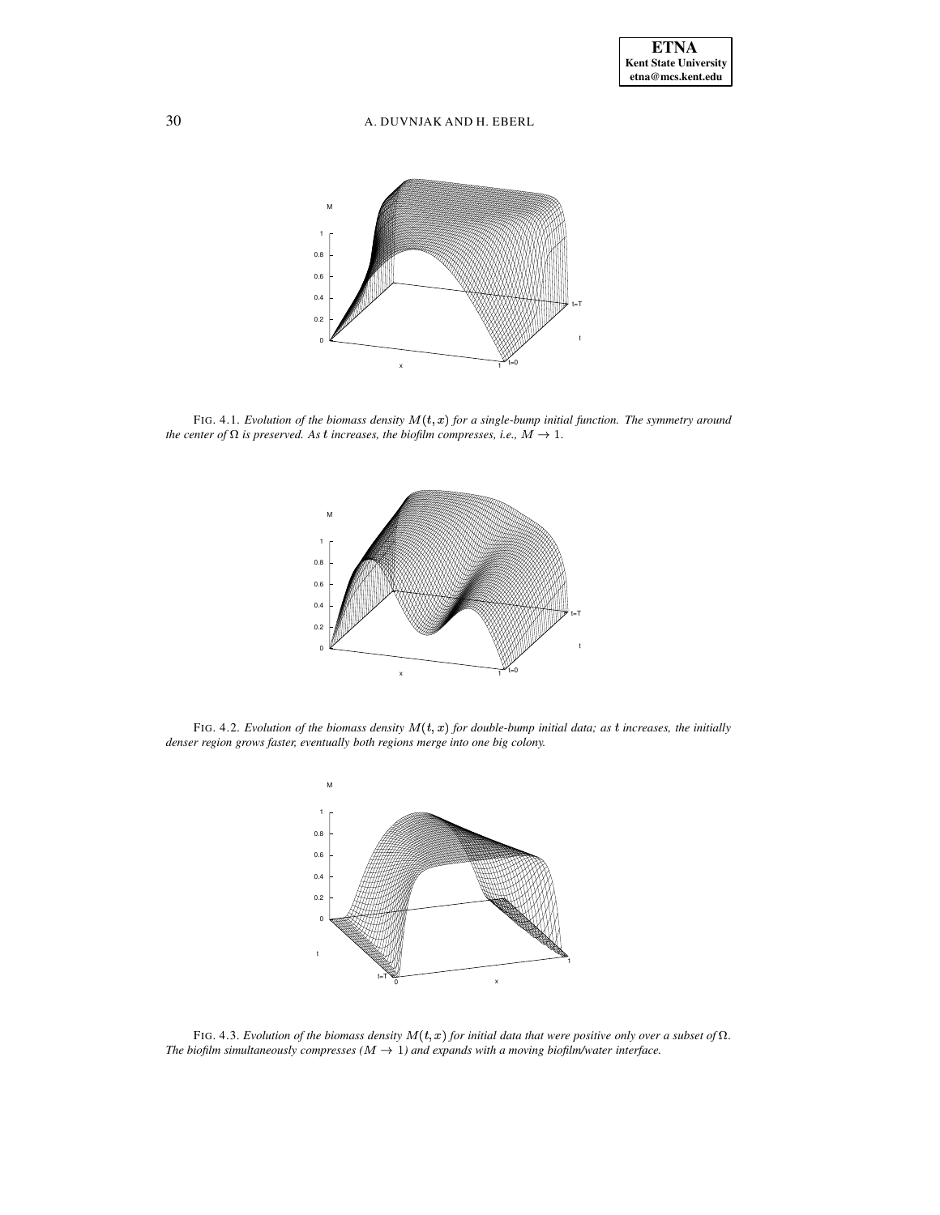FIG. 4.1. *Evolution of the biomass density $M(t, x)$ for a single-bump initial function. The symmetry around the center of $\Omega$ is preserved. As $t$ increases, the biofilm compresses, i.e., $M \to 1$.*

FIG. 4.2. *Evolution of the biomass density $M(t, x)$ for double-bump initial data; as $t$ increases, the initially denser region grows faster, eventually both regions merge into one big colony.*

FIG. 4.3. *Evolution of the biomass density $M(t, x)$ for initial data that were positive only over a subset of $\Omega$. The biofilm simultaneously compresses ($M \to 1$) and expands with a moving biofilm/water interface.*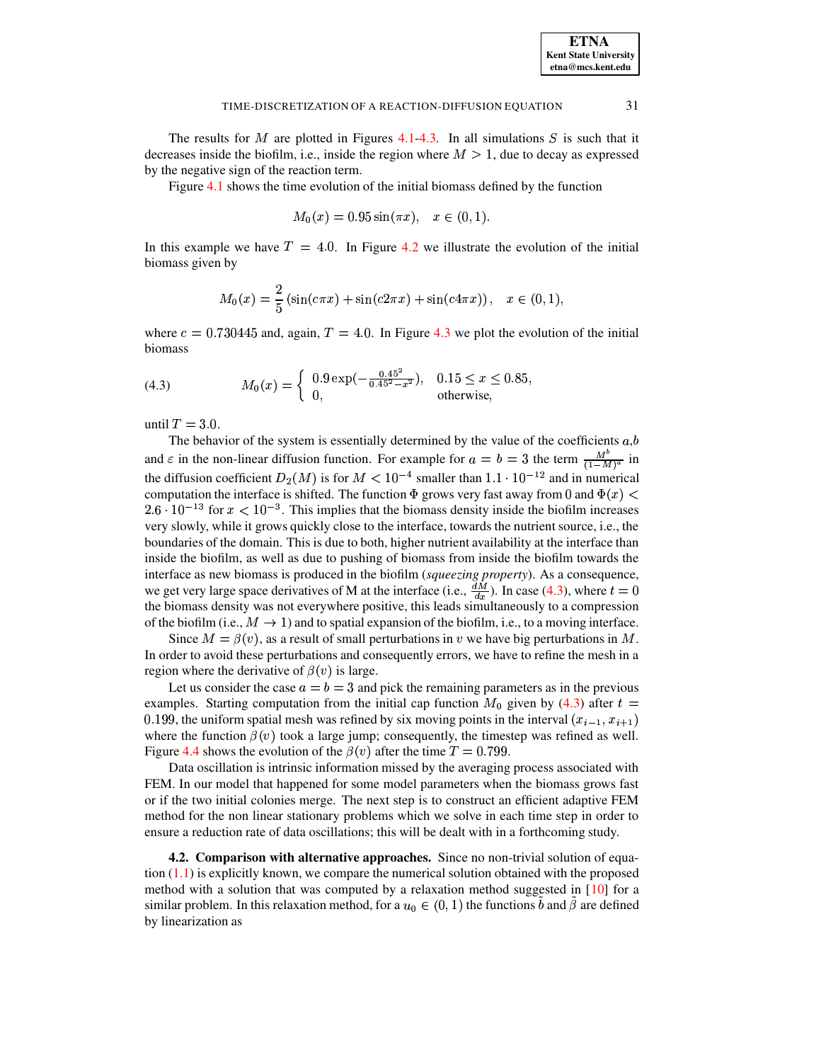The results for $M$ are plotted in Figures 4.1-4.3. In all simulations $S$ is such that it decreases inside the biofilm, i.e., inside the region where $M > 1$, due to decay as expressed by the negative sign of the reaction term.

Figure 4.1 shows the time evolution of the initial biomass defined by the function

$$M_0(x) = 0.95\sin(\pi x), \quad x \in (0,1).$$

In this example we have $T = 4.0$. In Figure 4.2 we illustrate the evolution of the initial biomass given by

$$M_0(x) = \frac{2}{5}\left(\sin(c\pi x) + \sin(c2\pi x) + \sin(c4\pi x)\right), \quad x \in (0,1),$$

where $c = 0.730445$ and, again, $T = 4.0$. In Figure 4.3 we plot the evolution of the initial biomass

$$M_0(x) = \begin{cases} 0.9\exp(-\frac{0.45^2}{0.45^2 - x^2}), & 0.15 \le x \le 0.85, \\ 0, & \text{otherwise,} \end{cases} \tag{4.3}$$

until $T = 3.0$.

The behavior of the system is essentially determined by the value of the coefficients $a$,$b$ and $\varepsilon$ in the non-linear diffusion function. For example for $a = b = 3$ the term $\frac{M^b}{(1-M)^a}$ in the diffusion coefficient $D_2(M)$ is for $M < 10^{-4}$ smaller than $1.1 \cdot 10^{-12}$ and in numerical computation the interface is shifted. The function $\Phi$ grows very fast away from $0$ and $\Phi(x) < 2.6 \cdot 10^{-13}$ for $x < 10^{-3}$. This implies that the biomass density inside the biofilm increases very slowly, while it grows quickly close to the interface, towards the nutrient source, i.e., the boundaries of the domain. This is due to both, higher nutrient availability at the interface than inside the biofilm, as well as due to pushing of biomass from inside the biofilm towards the interface as new biomass is produced in the biofilm (*squeezing property*). As a consequence, we get very large space derivatives of M at the interface (i.e., $\frac{dM}{dx}$). In case (4.3), where $t = 0$ the biomass density was not everywhere positive, this leads simultaneously to a compression of the biofilm (i.e., $M \to 1$) and to spatial expansion of the biofilm, i.e., to a moving interface.

Since $M = \beta(v)$, as a result of small perturbations in $v$ we have big perturbations in $M$. In order to avoid these perturbations and consequently errors, we have to refine the mesh in a region where the derivative of $\beta(v)$ is large.

Let us consider the case $a = b = 3$ and pick the remaining parameters as in the previous examples. Starting computation from the initial cap function $M_0$ given by (4.3) after $t = 0.199$, the uniform spatial mesh was refined by six moving points in the interval $(x_{i-1}, x_{i+1})$ where the function $\beta(v)$ took a large jump; consequently, the timestep was refined as well. Figure 4.4 shows the evolution of the $\beta(v)$ after the time $T = 0.799$.

Data oscillation is intrinsic information missed by the averaging process associated with FEM. In our model that happened for some model parameters when the biomass grows fast or if the two initial colonies merge. The next step is to construct an efficient adaptive FEM method for the non linear stationary problems which we solve in each time step in order to ensure a reduction rate of data oscillations; this will be dealt with in a forthcoming study.

**4.2. Comparison with alternative approaches.** Since no non-trivial solution of equation (1.1) is explicitly known, we compare the numerical solution obtained with the proposed method with a solution that was computed by a relaxation method suggested in [10] for a similar problem. In this relaxation method, for a $u_0 \in (0,1)$ the functions $\tilde{b}$ and $\tilde{\beta}$ are defined by linearization as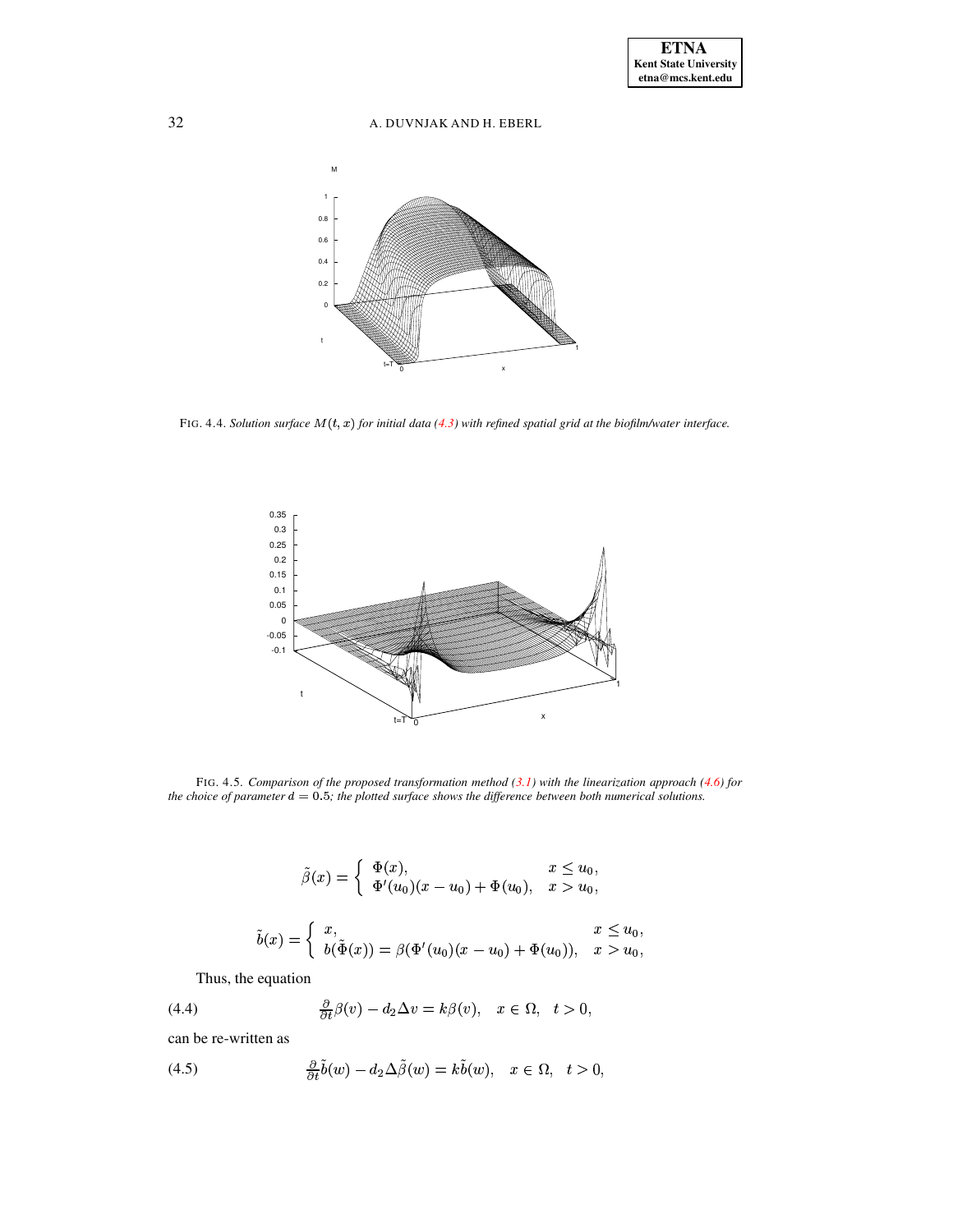FIG. 4.4. *Solution surface $M(t,x)$ for initial data (4.3) with refined spatial grid at the biofilm/water interface.*

FIG. 4.5. *Comparison of the proposed transformation method (3.1) with the linearization approach (4.6) for the choice of parameter $d = 0.5$; the plotted surface shows the difference between both numerical solutions.*

$$\tilde{\beta}(x) = \begin{cases} \Phi(x), & x \leq u_0, \\ \Phi'(u_0)(x - u_0) + \Phi(u_0), & x > u_0, \end{cases}$$

$$\tilde{b}(x) = \begin{cases} x, & x \leq u_0, \\ b(\tilde{\Phi}(x)) = \beta(\Phi'(u_0)(x - u_0) + \Phi(u_0)), & x > u_0, \end{cases}$$

Thus, the equation

$$\frac{\partial}{\partial t}\beta(v) - d_2 \Delta v = k\beta(v), \quad x \in \Omega, \quad t > 0, \tag{4.4}$$

can be re-written as

$$\frac{\partial}{\partial t}\tilde{b}(w) - d_2 \Delta \tilde{\beta}(w) = k\tilde{b}(w), \quad x \in \Omega, \quad t > 0, \tag{4.5}$$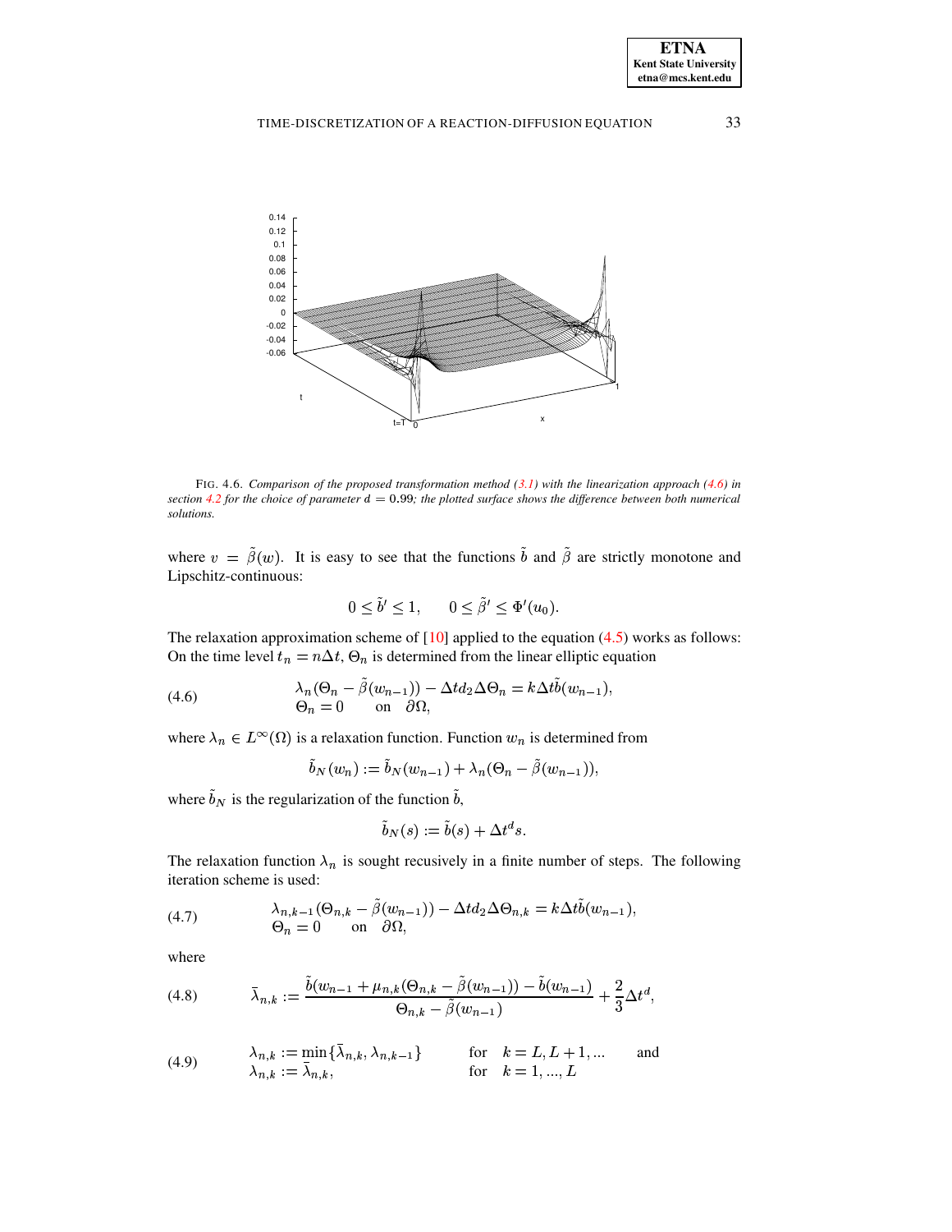FIG. 4.6. *Comparison of the proposed transformation method (3.1) with the linearization approach (4.6) in section 4.2 for the choice of parameter $d = 0.99$; the plotted surface shows the difference between both numerical solutions.*

where $v = \tilde{\beta}(w)$. It is easy to see that the functions $\tilde{b}$ and $\tilde{\beta}$ are strictly monotone and Lipschitz-continuous:

$$0 \leq \tilde{b}' \leq 1, \qquad 0 \leq \tilde{\beta}' \leq \Phi'(u_0).$$

The relaxation approximation scheme of [10] applied to the equation (4.5) works as follows: On the time level $t_n = n\Delta t$, $\Theta_n$ is determined from the linear elliptic equation

$$\begin{aligned} &\lambda_n(\Theta_n - \tilde{\beta}(w_{n-1})) - \Delta t d_2 \Delta \Theta_n = k\Delta t \tilde{b}(w_{n-1}), \\ &\Theta_n = 0 \qquad \text{on} \quad \partial\Omega, \end{aligned} \tag{4.6}$$

where $\lambda_n \in L^\infty(\Omega)$ is a relaxation function. Function $w_n$ is determined from

$$\tilde{b}_N(w_n) := \tilde{b}_N(w_{n-1}) + \lambda_n(\Theta_n - \tilde{\beta}(w_{n-1})),$$

where $\tilde{b}_N$ is the regularization of the function $\tilde{b}$,

$$\tilde{b}_N(s) := \tilde{b}(s) + \Delta t^d s.$$

The relaxation function $\lambda_n$ is sought recusively in a finite number of steps. The following iteration scheme is used:

$$\begin{aligned} &\lambda_{n,k-1}(\Theta_{n,k} - \tilde{\beta}(w_{n-1})) - \Delta t d_2 \Delta \Theta_{n,k} = k\Delta t \tilde{b}(w_{n-1}), \\ &\Theta_n = 0 \qquad \text{on} \quad \partial\Omega, \end{aligned} \tag{4.7}$$

where

$$\bar{\lambda}_{n,k} := \frac{\tilde{b}(w_{n-1} + \mu_{n,k}(\Theta_{n,k} - \tilde{\beta}(w_{n-1})) - \tilde{b}(w_{n-1})}{\Theta_{n,k} - \tilde{\beta}(w_{n-1})} + \frac{2}{3}\Delta t^d, \tag{4.8}$$

$$\begin{aligned} &\lambda_{n,k} := \min\{\bar{\lambda}_{n,k}, \lambda_{n,k-1}\} \qquad &&\text{for} \quad k = L, L+1, ... \qquad \text{and} \\ &\lambda_{n,k} := \bar{\lambda}_{n,k}, &&\text{for} \quad k = 1, ..., L \end{aligned} \tag{4.9}$$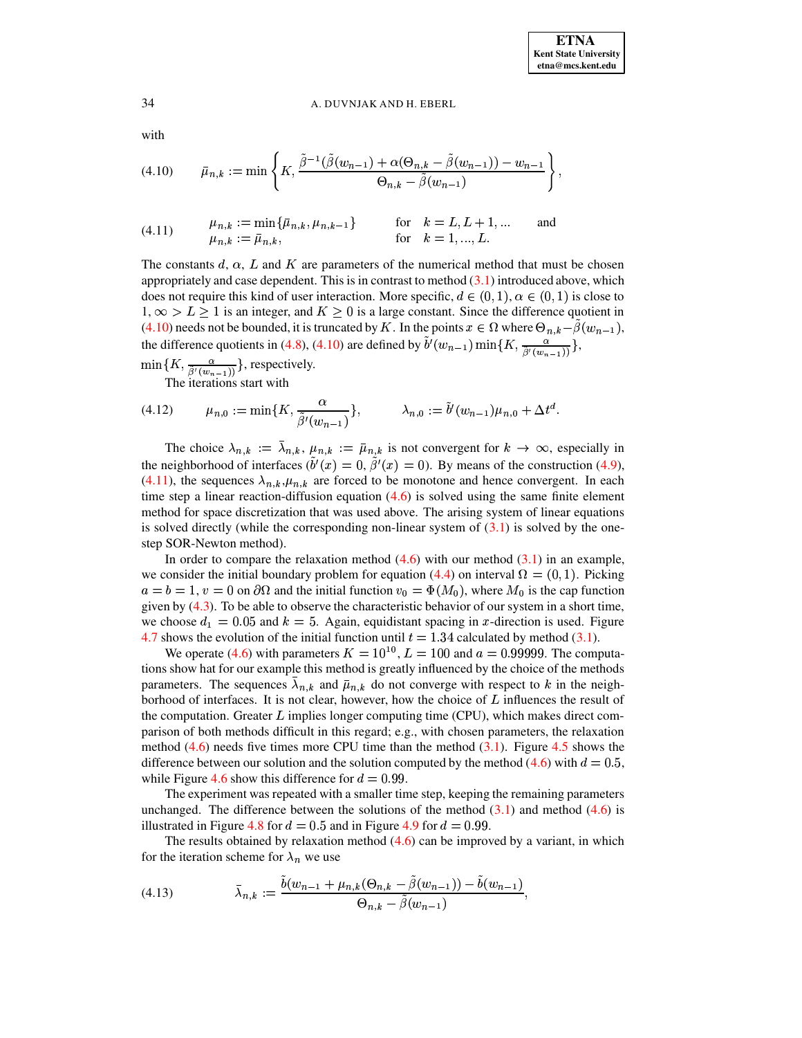with

$$\bar{\mu}_{n,k} := \min\left\{K, \frac{\tilde{\beta}^{-1}(\tilde{\beta}(w_{n-1}) + \alpha(\Theta_{n,k} - \tilde{\beta}(w_{n-1})) - w_{n-1}}{\Theta_{n,k} - \tilde{\beta}(w_{n-1})}\right\}, \tag{4.10}$$

$$\begin{array}{lll} \mu_{n,k} := \min\{\bar{\mu}_{n,k}, \mu_{n,k-1}\} & \text{for} \quad k = L, L+1, \ldots & \text{and} \\ \mu_{n,k} := \bar{\mu}_{n,k}, & \text{for} \quad k = 1, \ldots, L. & \end{array} \tag{4.11}$$

The constants $d$, $\alpha$, $L$ and $K$ are parameters of the numerical method that must be chosen appropriately and case dependent. This is in contrast to method (3.1) introduced above, which does not require this kind of user interaction. More specific, $d \in (0,1)$, $\alpha \in (0,1)$ is close to $1$, $\infty > L \geq 1$ is an integer, and $K \geq 0$ is a large constant. Since the difference quotient in (4.10) needs not be bounded, it is truncated by $K$. In the points $x \in \Omega$ where $\Theta_{n,k} - \tilde{\beta}(w_{n-1})$, the difference quotients in (4.8), (4.10) are defined by $\tilde{b}'(w_{n-1}) \min\{K, \frac{\alpha}{\tilde{\beta}'(w_{n-1})}\}$, $\min\{K, \frac{\alpha}{\tilde{\beta}'(w_{n-1})}\}$, respectively.

The iterations start with

$$\mu_{n,0} := \min\{K, \frac{\alpha}{\tilde{\beta}'(w_{n-1})}\}, \qquad \lambda_{n,0} := \tilde{b}'(w_{n-1})\mu_{n,0} + \Delta t^d. \tag{4.12}$$

The choice $\lambda_{n,k} := \bar{\lambda}_{n,k}$, $\mu_{n,k} := \bar{\mu}_{n,k}$ is not convergent for $k \to \infty$, especially in the neighborhood of interfaces ($\tilde{b}'(x) = 0$, $\tilde{\beta}'(x) = 0$). By means of the construction (4.9), (4.11), the sequences $\lambda_{n,k}, \mu_{n,k}$ are forced to be monotone and hence convergent. In each time step a linear reaction-diffusion equation (4.6) is solved using the same finite element method for space discretization that was used above. The arising system of linear equations is solved directly (while the corresponding non-linear system of (3.1) is solved by the one-step SOR-Newton method).

In order to compare the relaxation method (4.6) with our method (3.1) in an example, we consider the initial boundary problem for equation (4.4) on interval $\Omega = (0,1)$. Picking $a = b = 1$, $v = 0$ on $\partial\Omega$ and the initial function $v_0 = \Phi(M_0)$, where $M_0$ is the cap function given by (4.3). To be able to observe the characteristic behavior of our system in a short time, we choose $d_1 = 0.05$ and $k = 5$. Again, equidistant spacing in $x$-direction is used. Figure 4.7 shows the evolution of the initial function until $t = 1.34$ calculated by method (3.1).

We operate (4.6) with parameters $K = 10^{10}$, $L = 100$ and $a = 0.99999$. The computations show hat for our example this method is greatly influenced by the choice of the methods parameters. The sequences $\bar{\lambda}_{n,k}$ and $\bar{\mu}_{n,k}$ do not converge with respect to $k$ in the neighborhood of interfaces. It is not clear, however, how the choice of $L$ influences the result of the computation. Greater $L$ implies longer computing time (CPU), which makes direct comparison of both methods difficult in this regard; e.g., with chosen parameters, the relaxation method (4.6) needs five times more CPU time than the method (3.1). Figure 4.5 shows the difference between our solution and the solution computed by the method (4.6) with $d = 0.5$, while Figure 4.6 show this difference for $d = 0.99$.

The experiment was repeated with a smaller time step, keeping the remaining parameters unchanged. The difference between the solutions of the method (3.1) and method (4.6) is illustrated in Figure 4.8 for $d = 0.5$ and in Figure 4.9 for $d = 0.99$.

The results obtained by relaxation method (4.6) can be improved by a variant, in which for the iteration scheme for $\lambda_n$ we use

$$\bar{\lambda}_{n,k} := \frac{\tilde{b}(w_{n-1} + \mu_{n,k}(\Theta_{n,k} - \tilde{\beta}(w_{n-1})) - \tilde{b}(w_{n-1})}{\Theta_{n,k} - \tilde{\beta}(w_{n-1})}, \tag{4.13}$$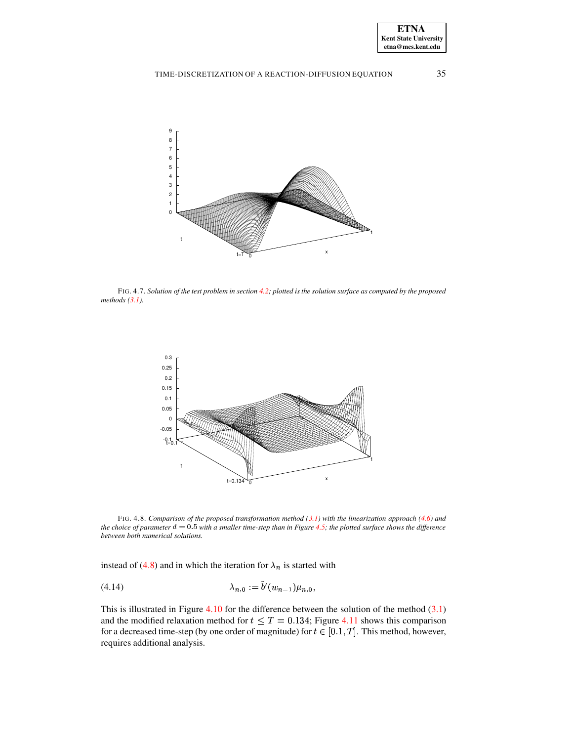FIG. 4.7. *Solution of the test problem in section 4.2; plotted is the solution surface as computed by the proposed methods (3.1).*

FIG. 4.8. *Comparison of the proposed transformation method (3.1) with the linearization approach (4.6) and the choice of parameter $d = 0.5$ with a smaller time-step than in Figure 4.5; the plotted surface shows the difference between both numerical solutions.*

instead of (4.8) and in which the iteration for $\lambda_n$ is started with

$$\lambda_{n,0} := \tilde{b}'(w_{n-1})\mu_{n,0}, \tag{4.14}$$

This is illustrated in Figure 4.10 for the difference between the solution of the method (3.1) and the modified relaxation method for $t \le T = 0.134$; Figure 4.11 shows this comparison for a decreased time-step (by one order of magnitude) for $t \in [0.1, T]$. This method, however, requires additional analysis.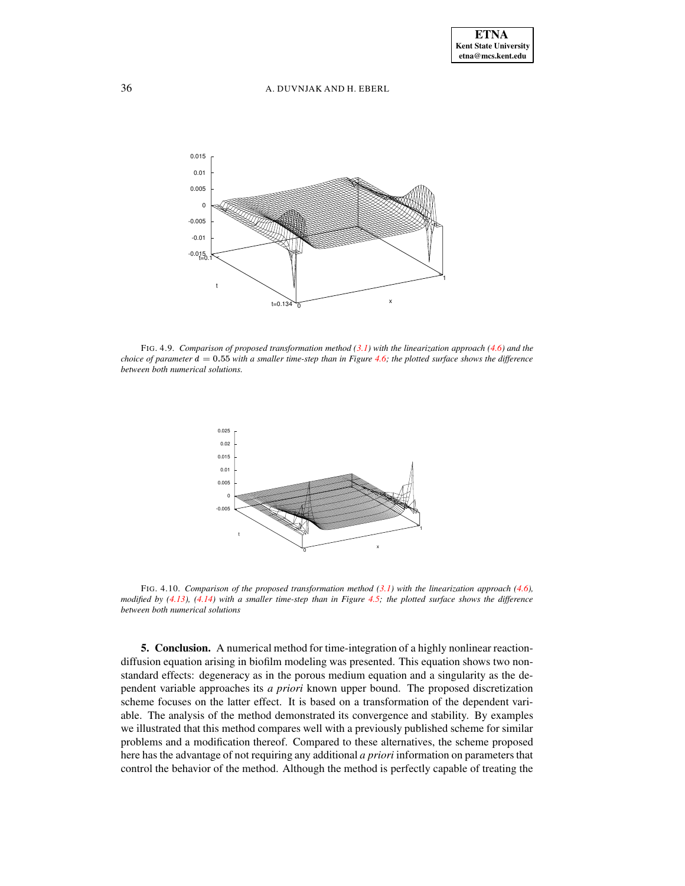FIG. 4.9. *Comparison of proposed transformation method (3.1) with the linearization approach (4.6) and the choice of parameter $d = 0.55$ with a smaller time-step than in Figure 4.6; the plotted surface shows the difference between both numerical solutions.*

FIG. 4.10. *Comparison of the proposed transformation method (3.1) with the linearization approach (4.6), modified by (4.13), (4.14) with a smaller time-step than in Figure 4.5; the plotted surface shows the difference between both numerical solutions*

**5. Conclusion.** A numerical method for time-integration of a highly nonlinear reaction-diffusion equation arising in biofilm modeling was presented. This equation shows two non-standard effects: degeneracy as in the porous medium equation and a singularity as the dependent variable approaches its *a priori* known upper bound. The proposed discretization scheme focuses on the latter effect. It is based on a transformation of the dependent variable. The analysis of the method demonstrated its convergence and stability. By examples we illustrated that this method compares well with a previously published scheme for similar problems and a modification thereof. Compared to these alternatives, the scheme proposed here has the advantage of not requiring any additional *a priori* information on parameters that control the behavior of the method. Although the method is perfectly capable of treating the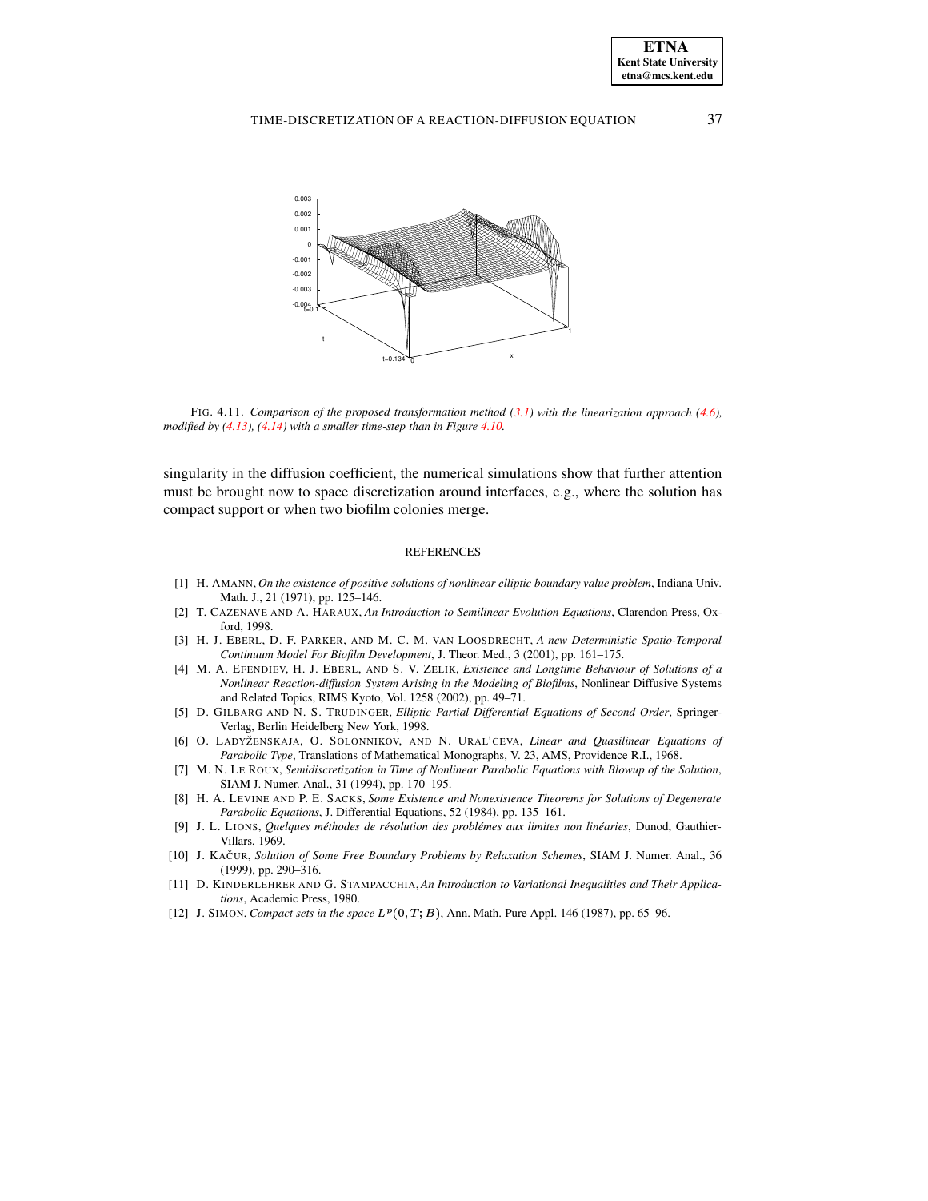0.003
0.002
0.001
0
-0.001
-0.002
-0.003
-0.004
t=0.1
t
t=0.134
0
x
1

FIG. 4.11. *Comparison of the proposed transformation method (3.1) with the linearization approach (4.6), modified by (4.13), (4.14) with a smaller time-step than in Figure 4.10.*

singularity in the diffusion coefficient, the numerical simulations show that further attention must be brought now to space discretization around interfaces, e.g., where the solution has compact support or when two biofilm colonies merge.

## REFERENCES

[1] H. AMANN, *On the existence of positive solutions of nonlinear elliptic boundary value problem*, Indiana Univ. Math. J., 21 (1971), pp. 125–146.

[2] T. CAZENAVE AND A. HARAUX, *An Introduction to Semilinear Evolution Equations*, Clarendon Press, Oxford, 1998.

[3] H. J. EBERL, D. F. PARKER, AND M. C. M. VAN LOOSDRECHT, *A new Deterministic Spatio-Temporal Continuum Model For Biofilm Development*, J. Theor. Med., 3 (2001), pp. 161–175.

[4] M. A. EFENDIEV, H. J. EBERL, AND S. V. ZELIK, *Existence and Longtime Behaviour of Solutions of a Nonlinear Reaction-diffusion System Arising in the Modeling of Biofilms*, Nonlinear Diffusive Systems and Related Topics, RIMS Kyoto, Vol. 1258 (2002), pp. 49–71.

[5] D. GILBARG AND N. S. TRUDINGER, *Elliptic Partial Differential Equations of Second Order*, Springer-Verlag, Berlin Heidelberg New York, 1998.

[6] O. LADYŽENSKAJA, O. SOLONNIKOV, AND N. URAL'CEVA, *Linear and Quasilinear Equations of Parabolic Type*, Translations of Mathematical Monographs, V. 23, AMS, Providence R.I., 1968.

[7] M. N. LE ROUX, *Semidiscretization in Time of Nonlinear Parabolic Equations with Blowup of the Solution*, SIAM J. Numer. Anal., 31 (1994), pp. 170–195.

[8] H. A. LEVINE AND P. E. SACKS, *Some Existence and Nonexistence Theorems for Solutions of Degenerate Parabolic Equations*, J. Differential Equations, 52 (1984), pp. 135–161.

[9] J. L. LIONS, *Quelques méthodes de résolution des problémes aux limites non linéaries*, Dunod, Gauthier-Villars, 1969.

[10] J. KAČUR, *Solution of Some Free Boundary Problems by Relaxation Schemes*, SIAM J. Numer. Anal., 36 (1999), pp. 290–316.

[11] D. KINDERLEHRER AND G. STAMPACCHIA, *An Introduction to Variational Inequalities and Their Applications*, Academic Press, 1980.

[12] J. SIMON, *Compact sets in the space $L^p(0,T;B)$*, Ann. Math. Pure Appl. 146 (1987), pp. 65–96.